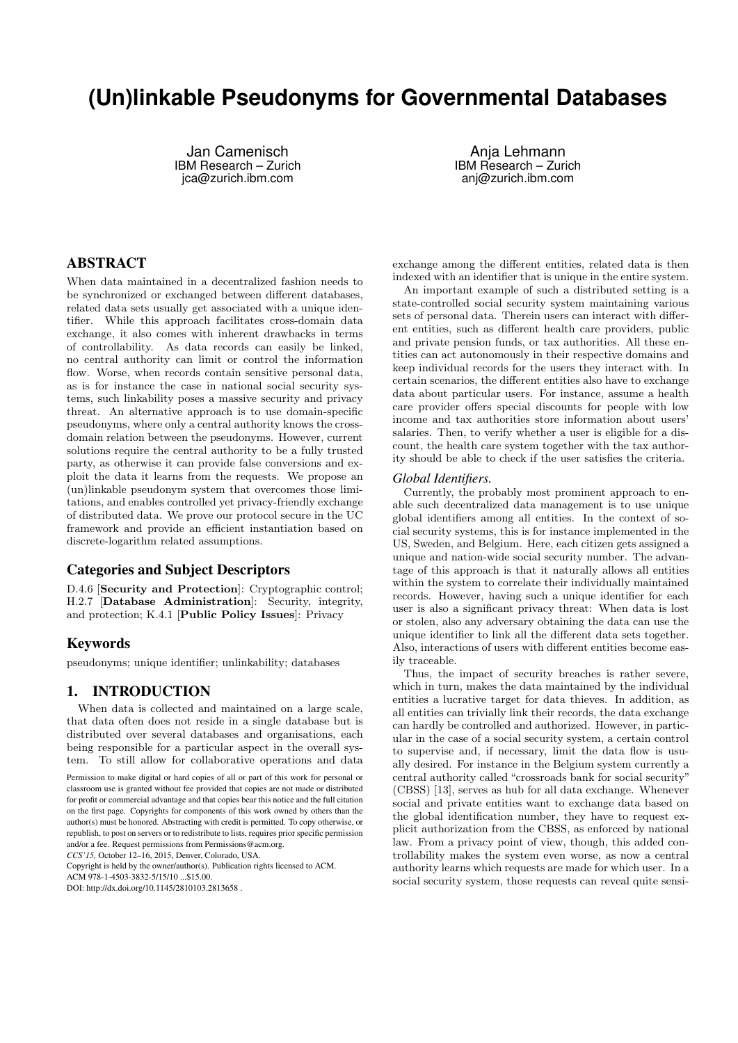# (Un)linkable Pseudonyms for Governmental Databases

Jan Camenisch
IBM Research – Zurich
jca@zurich.ibm.com

Anja Lehmann
IBM Research – Zurich
anj@zurich.ibm.com

## ABSTRACT

When data maintained in a decentralized fashion needs to be synchronized or exchanged between different databases, related data sets usually get associated with a unique identifier. While this approach facilitates cross-domain data exchange, it also comes with inherent drawbacks in terms of controllability. As data records can easily be linked, no central authority can limit or control the information flow. Worse, when records contain sensitive personal data, as is for instance the case in national social security systems, such linkability poses a massive security and privacy threat. An alternative approach is to use domain-specific pseudonyms, where only a central authority knows the cross-domain relation between the pseudonyms. However, current solutions require the central authority to be a fully trusted party, as otherwise it can provide false conversions and exploit the data it learns from the requests. We propose an (un)linkable pseudonym system that overcomes those limitations, and enables controlled yet privacy-friendly exchange of distributed data. We prove our protocol secure in the UC framework and provide an efficient instantiation based on discrete-logarithm related assumptions.

### Categories and Subject Descriptors

D.4.6 [**Security and Protection**]: Cryptographic control; H.2.7 [**Database Administration**]: Security, integrity, and protection; K.4.1 [**Public Policy Issues**]: Privacy

### Keywords

pseudonyms; unique identifier; unlinkability; databases

## 1. INTRODUCTION

When data is collected and maintained on a large scale, that data often does not reside in a single database but is distributed over several databases and organisations, each being responsible for a particular aspect in the overall system. To still allow for collaborative operations and data exchange among the different entities, related data is then indexed with an identifier that is unique in the entire system.

An important example of such a distributed setting is a state-controlled social security system maintaining various sets of personal data. Therein users can interact with different entities, such as different health care providers, public and private pension funds, or tax authorities. All these entities can act autonomously in their respective domains and keep individual records for the users they interact with. In certain scenarios, the different entities also have to exchange data about particular users. For instance, assume a health care provider offers special discounts for people with low income and tax authorities store information about users' salaries. Then, to verify whether a user is eligible for a discount, the health care system together with the tax authority should be able to check if the user satisfies the criteria.

*Global Identifiers.*

Currently, the probably most prominent approach to enable such decentralized data management is to use unique global identifiers among all entities. In the context of social security systems, this is for instance implemented in the US, Sweden, and Belgium. Here, each citizen gets assigned a unique and nation-wide social security number. The advantage of this approach is that it naturally allows all entities within the system to correlate their individually maintained records. However, having such a unique identifier for each user is also a significant privacy threat: When data is lost or stolen, also any adversary obtaining the data can use the unique identifier to link all the different data sets together. Also, interactions of users with different entities become easily traceable.

Thus, the impact of security breaches is rather severe, which in turn, makes the data maintained by the individual entities a lucrative target for data thieves. In addition, as all entities can trivially link their records, the data exchange can hardly be controlled and authorized. However, in particular in the case of a social security system, a certain control to supervise and, if necessary, limit the data flow is usually desired. For instance in the Belgium system currently a central authority called "crossroads bank for social security" (CBSS) [13], serves as hub for all data exchange. Whenever social and private entities want to exchange data based on the global identification number, they have to request explicit authorization from the CBSS, as enforced by national law. From a privacy point of view, though, this added controllability makes the system even worse, as now a central authority learns which requests are made for which user. In a social security system, those requests can reveal quite sensi-

Permission to make digital or hard copies of all or part of this work for personal or classroom use is granted without fee provided that copies are not made or distributed for profit or commercial advantage and that copies bear this notice and the full citation on the first page. Copyrights for components of this work owned by others than the author(s) must be honored. Abstracting with credit is permitted. To copy otherwise, or republish, to post on servers or to redistribute to lists, requires prior specific permission and/or a fee. Request permissions from Permissions@acm.org.
*CCS'15*, October 12–16, 2015, Denver, Colorado, USA.
Copyright is held by the owner/author(s). Publication rights licensed to ACM.
ACM 978-1-4503-3832-5/15/10 ...$15.00.
DOI: http://dx.doi.org/10.1145/2810103.2813658 .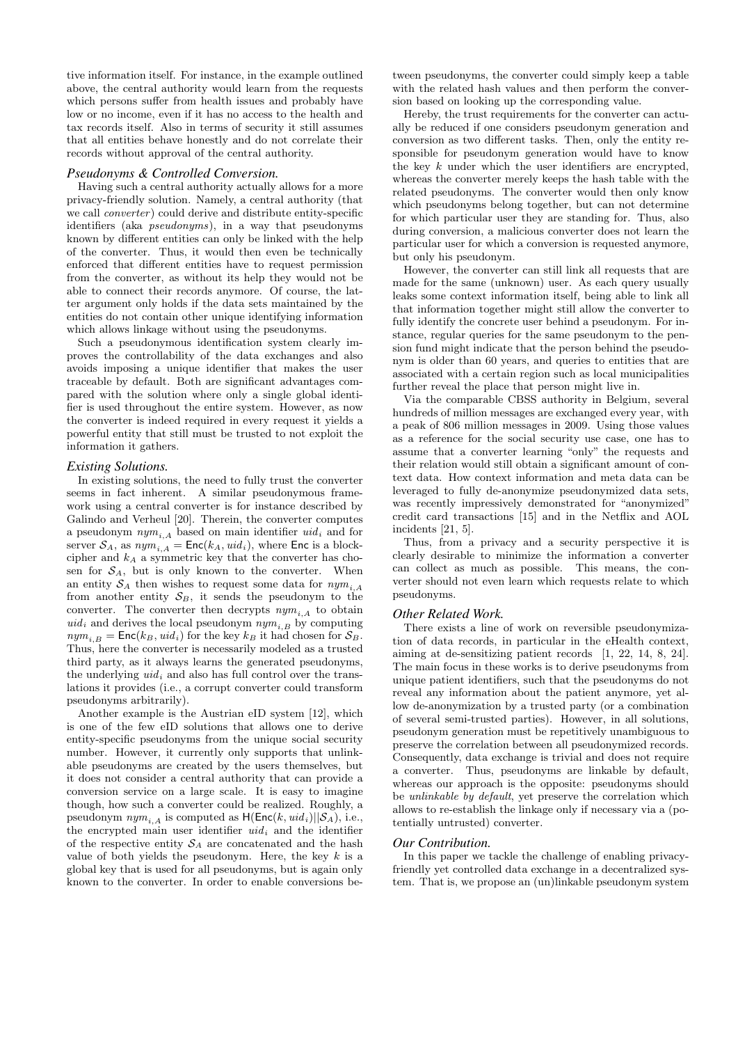tive information itself. For instance, in the example outlined above, the central authority would learn from the requests which persons suffer from health issues and probably have low or no income, even if it has no access to the health and tax records itself. Also in terms of security it still assumes that all entities behave honestly and do not correlate their records without approval of the central authority.

### *Pseudonyms & Controlled Conversion.*

Having such a central authority actually allows for a more privacy-friendly solution. Namely, a central authority (that we call *converter*) could derive and distribute entity-specific identifiers (aka *pseudonyms*), in a way that pseudonyms known by different entities can only be linked with the help of the converter. Thus, it would then even be technically enforced that different entities have to request permission from the converter, as without its help they would not be able to connect their records anymore. Of course, the latter argument only holds if the data sets maintained by the entities do not contain other unique identifying information which allows linkage without using the pseudonyms.

Such a pseudonymous identification system clearly improves the controllability of the data exchanges and also avoids imposing a unique identifier that makes the user traceable by default. Both are significant advantages compared with the solution where only a single global identifier is used throughout the entire system. However, as now the converter is indeed required in every request it yields a powerful entity that still must be trusted to not exploit the information it gathers.

### *Existing Solutions.*

In existing solutions, the need to fully trust the converter seems in fact inherent. A similar pseudonymous framework using a central converter is for instance described by Galindo and Verheul [20]. Therein, the converter computes a pseudonym $nym_{i,A}$ based on main identifier $uid_i$ and for server $\mathcal{S}_A$, as $nym_{i,A} = \mathsf{Enc}(k_A, uid_i)$, where $\mathsf{Enc}$ is a blockcipher and $k_A$ a symmetric key that the converter has chosen for $\mathcal{S}_A$, but is only known to the converter. When an entity $\mathcal{S}_A$ then wishes to request some data for $nym_{i,A}$ from another entity $\mathcal{S}_B$, it sends the pseudonym to the converter. The converter then decrypts $nym_{i,A}$ to obtain $uid_i$ and derives the local pseudonym $nym_{i,B}$ by computing $nym_{i,B} = \mathsf{Enc}(k_B, uid_i)$ for the key $k_B$ it had chosen for $\mathcal{S}_B$. Thus, here the converter is necessarily modeled as a trusted third party, as it always learns the generated pseudonyms, the underlying $uid_i$ and also has full control over the translations it provides (i.e., a corrupt converter could transform pseudonyms arbitrarily).

Another example is the Austrian eID system [12], which is one of the few eID solutions that allows one to derive entity-specific pseudonyms from the unique social security number. However, it currently only supports that unlinkable pseudonyms are created by the users themselves, but it does not consider a central authority that can provide a conversion service on a large scale. It is easy to imagine though, how such a converter could be realized. Roughly, a pseudonym $nym_{i,A}$ is computed as $\mathsf{H}(\mathsf{Enc}(k, uid_i)||\mathcal{S}_A)$, i.e., the encrypted main user identifier $uid_i$ and the identifier of the respective entity $\mathcal{S}_A$ are concatenated and the hash value of both yields the pseudonym. Here, the key $k$ is a global key that is used for all pseudonyms, but is again only known to the converter. In order to enable conversions between pseudonyms, the converter could simply keep a table with the related hash values and then perform the conversion based on looking up the corresponding value.

Hereby, the trust requirements for the converter can actually be reduced if one considers pseudonym generation and conversion as two different tasks. Then, only the entity responsible for pseudonym generation would have to know the key $k$ under which the user identifiers are encrypted, whereas the converter merely keeps the hash table with the related pseudonyms. The converter would then only know which pseudonyms belong together, but can not determine for which particular user they are standing for. Thus, also during conversion, a malicious converter does not learn the particular user for which a conversion is requested anymore, but only his pseudonym.

However, the converter can still link all requests that are made for the same (unknown) user. As each query usually leaks some context information itself, being able to link all that information together might still allow the converter to fully identify the concrete user behind a pseudonym. For instance, regular queries for the same pseudonym to the pension fund might indicate that the person behind the pseudonym is older than 60 years, and queries to entities that are associated with a certain region such as local municipalities further reveal the place that person might live in.

Via the comparable CBSS authority in Belgium, several hundreds of million messages are exchanged every year, with a peak of 806 million messages in 2009. Using those values as a reference for the social security use case, one has to assume that a converter learning "only" the requests and their relation would still obtain a significant amount of context data. How context information and meta data can be leveraged to fully de-anonymize pseudonymized data sets, was recently impressively demonstrated for "anonymized" credit card transactions [15] and in the Netflix and AOL incidents [21, 5].

Thus, from a privacy and a security perspective it is clearly desirable to minimize the information a converter can collect as much as possible. This means, the converter should not even learn which requests relate to which pseudonyms.

### *Other Related Work.*

There exists a line of work on reversible pseudonymization of data records, in particular in the eHealth context, aiming at de-sensitizing patient records [1, 22, 14, 8, 24]. The main focus in these works is to derive pseudonyms from unique patient identifiers, such that the pseudonyms do not reveal any information about the patient anymore, yet allow de-anonymization by a trusted party (or a combination of several semi-trusted parties). However, in all solutions, pseudonym generation must be repetitively unambiguous to preserve the correlation between all pseudonymized records. Consequently, data exchange is trivial and does not require a converter. Thus, pseudonyms are linkable by default, whereas our approach is the opposite: pseudonyms should be *unlinkable by default*, yet preserve the correlation which allows to re-establish the linkage only if necessary via a (potentially untrusted) converter.

### *Our Contribution.*

In this paper we tackle the challenge of enabling privacy-friendly yet controlled data exchange in a decentralized system. That is, we propose an (un)linkable pseudonym system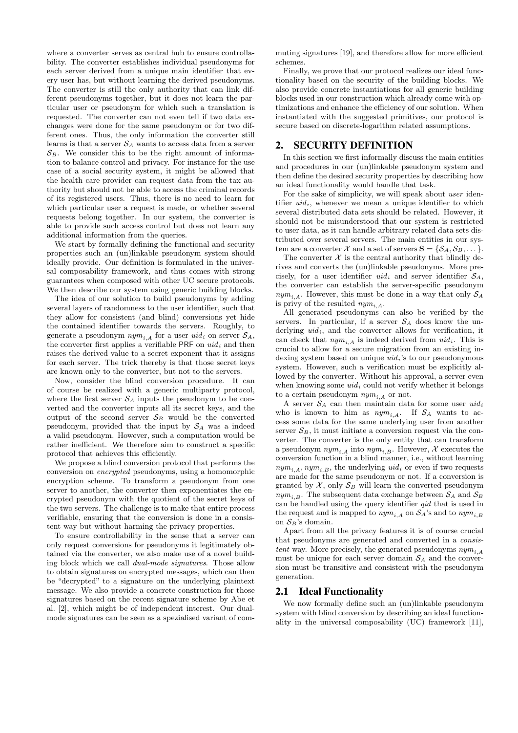where a converter serves as central hub to ensure controllability. The converter establishes individual pseudonyms for each server derived from a unique main identifier that every user has, but without learning the derived pseudonyms. The converter is still the only authority that can link different pseudonyms together, but it does not learn the particular user or pseudonym for which such a translation is requested. The converter can not even tell if two data exchanges were done for the same pseudonym or for two different ones. Thus, the only information the converter still learns is that a server $\mathcal{S}_A$ wants to access data from a server $\mathcal{S}_B$. We consider this to be the right amount of information to balance control and privacy. For instance for the use case of a social security system, it might be allowed that the health care provider can request data from the tax authority but should not be able to access the criminal records of its registered users. Thus, there is no need to learn for which particular user a request is made, or whether several requests belong together. In our system, the converter is able to provide such access control but does not learn any additional information from the queries.

We start by formally defining the functional and security properties such an (un)linkable pseudonym system should ideally provide. Our definition is formulated in the universal composability framework, and thus comes with strong guarantees when composed with other UC secure protocols. We then describe our system using generic building blocks.

The idea of our solution to build pseudonyms by adding several layers of randomness to the user identifier, such that they allow for consistent (and blind) conversions yet hide the contained identifier towards the servers. Roughly, to generate a pseudonym $nym_{i,A}$ for a user $uid_i$ on server $\mathcal{S}_A$, the converter first applies a verifiable PRF on $uid_i$ and then raises the derived value to a secret exponent that it assigns for each server. The trick thereby is that those secret keys are known only to the converter, but not to the servers.

Now, consider the blind conversion procedure. It can of course be realized with a generic multiparty protocol, where the first server $\mathcal{S}_A$ inputs the pseudonym to be converted and the converter inputs all its secret keys, and the output of the second server $\mathcal{S}_B$ would be the converted pseudonym, provided that the input by $\mathcal{S}_A$ was a indeed a valid pseudonym. However, such a computation would be rather inefficient. We therefore aim to construct a specific protocol that achieves this efficiently.

We propose a blind conversion protocol that performs the conversion on *encrypted* pseudonyms, using a homomorphic encryption scheme. To transform a pseudonym from one server to another, the converter then exponentiates the encrypted pseudonym with the quotient of the secret keys of the two servers. The challenge is to make that entire process verifiable, ensuring that the conversion is done in a consistent way but without harming the privacy properties.

To ensure controllability in the sense that a server can only request conversions for pseudonyms it legitimately obtained via the converter, we also make use of a novel building block which we call *dual-mode signatures*. Those allow to obtain signatures on encrypted messages, which can then be "decrypted" to a signature on the underlying plaintext message. We also provide a concrete construction for those signatures based on the recent signature scheme by Abe et al. [2], which might be of independent interest. Our dual-mode signatures can be seen as a spezialised variant of commuting signatures [19], and therefore allow for more efficient schemes.

Finally, we prove that our protocol realizes our ideal functionality based on the security of the building blocks. We also provide concrete instantiations for all generic building blocks used in our construction which already come with optimizations and enhance the efficiency of our solution. When instantiated with the suggested primitives, our protocol is secure based on discrete-logarithm related assumptions.

# 2. SECURITY DEFINITION

In this section we first informally discuss the main entities and procedures in our (un)linkable pseudonym system and then define the desired security properties by describing how an ideal functionality would handle that task.

For the sake of simplicity, we will speak about *user* identifier $uid_i$, whenever we mean a unique identifier to which several distributed data sets should be related. However, it should not be misunderstood that our system is restricted to user data, as it can handle arbitrary related data sets distributed over several servers. The main entities in our system are a converter $\mathcal{X}$ and a set of servers $\mathbf{S} = \{\mathcal{S}_A, \mathcal{S}_B, \dots\}$.

The converter $\mathcal{X}$ is the central authority that blindly derives and converts the (un)linkable pseudonyms. More precisely, for a user identifier $uid_i$ and server identifier $\mathcal{S}_A$, the converter can establish the server-specific pseudonym $nym_{i,A}$. However, this must be done in a way that only $\mathcal{S}_A$ is privy of the resulted $nym_{i,A}$.

All generated pseudonyms can also be verified by the servers. In particular, if a server $\mathcal{S}_A$ does know the underlying $uid_i$, and the converter allows for verification, it can check that $nym_{i,A}$ is indeed derived from $uid_i$. This is crucial to allow for a secure migration from an existing indexing system based on unique $uid_i$'s to our pseudonymous system. However, such a verification must be explicitly allowed by the converter. Without his approval, a server even when knowing some $uid_i$ could not verify whether it belongs to a certain pseudonym $nym_{i,A}$ or not.

A server $\mathcal{S}_A$ can then maintain data for some user $uid_i$ who is known to him as $nym_{i,A}$. If $\mathcal{S}_A$ wants to access some data for the same underlying user from another server $\mathcal{S}_B$, it must initiate a conversion request via the converter. The converter is the only entity that can transform a pseudonym $nym_{i,A}$ into $nym_{i,B}$. However, $\mathcal{X}$ executes the conversion function in a blind manner, i.e., without learning $nym_{i,A}, nym_{i,B}$, the underlying $uid_i$ or even if two requests are made for the same pseudonym or not. If a conversion is granted by $\mathcal{X}$, only $\mathcal{S}_B$ will learn the converted pseudonym $nym_{i,B}$. The subsequent data exchange between $\mathcal{S}_A$ and $\mathcal{S}_B$ can be handled using the query identifier $qid$ that is used in the request and is mapped to $nym_{i,A}$ on $\mathcal{S}_A$'s and to $nym_{i,B}$ on $\mathcal{S}_B$'s domain.

Apart from all the privacy features it is of course crucial that pseudonyms are generated and converted in a *consistent* way. More precisely, the generated pseudonyms $nym_{i,A}$ must be unique for each server domain $\mathcal{S}_A$ and the conversion must be transitive and consistent with the pseudonym generation.

## 2.1 Ideal Functionality

We now formally define such an (un)linkable pseudonym system with blind conversion by describing an ideal functionality in the universal composability (UC) framework [11],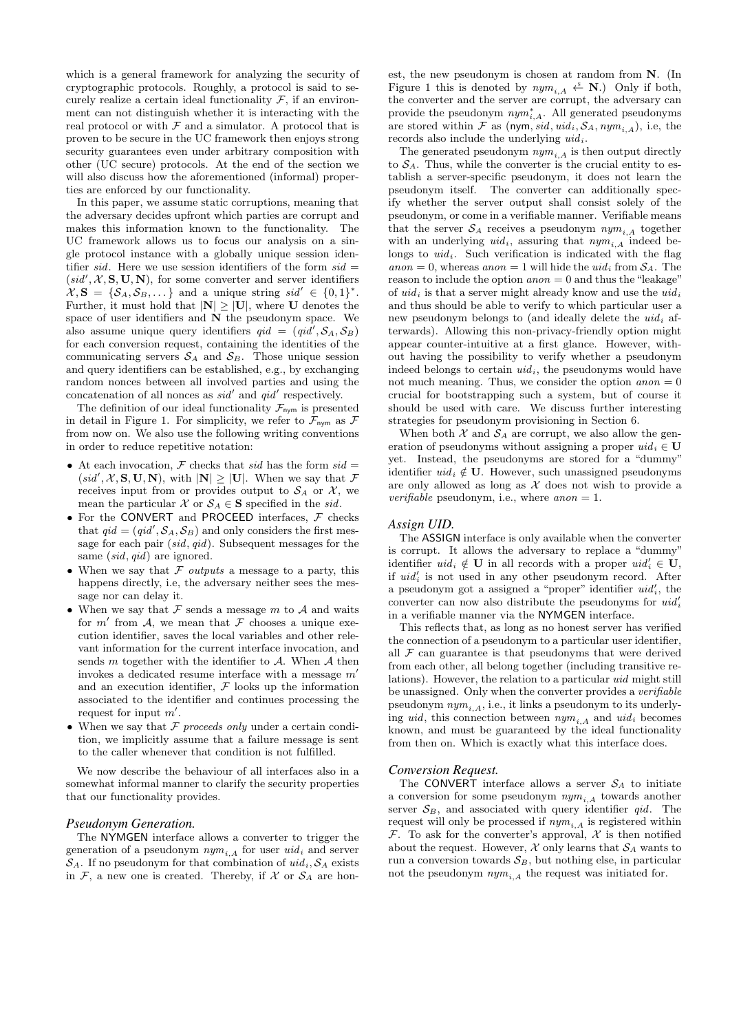which is a general framework for analyzing the security of cryptographic protocols. Roughly, a protocol is said to securely realize a certain ideal functionality $\mathcal{F}$, if an environment can not distinguish whether it is interacting with the real protocol or with $\mathcal{F}$ and a simulator. A protocol that is proven to be secure in the UC framework then enjoys strong security guarantees even under arbitrary composition with other (UC secure) protocols. At the end of the section we will also discuss how the aforementioned (informal) properties are enforced by our functionality.

In this paper, we assume static corruptions, meaning that the adversary decides upfront which parties are corrupt and makes this information known to the functionality. The UC framework allows us to focus our analysis on a single protocol instance with a globally unique session identifier $sid$. Here we use session identifiers of the form $sid = (sid', \mathcal{X}, \mathbf{S}, \mathbf{U}, \mathbf{N})$, for some converter and server identifiers $\mathcal{X}, \mathbf{S} = \{\mathcal{S}_A, \mathcal{S}_B, \dots\}$ and a unique string $sid' \in \{0,1\}^*$. Further, it must hold that $|\mathbf{N}| \geq |\mathbf{U}|$, where $\mathbf{U}$ denotes the space of user identifiers and $\mathbf{N}$ the pseudonym space. We also assume unique query identifiers $qid = (qid', \mathcal{S}_A, \mathcal{S}_B)$ for each conversion request, containing the identities of the communicating servers $\mathcal{S}_A$ and $\mathcal{S}_B$. Those unique session and query identifiers can be established, e.g., by exchanging random nonces between all involved parties and using the concatenation of all nonces as $sid'$ and $qid'$ respectively.

The definition of our ideal functionality $\mathcal{F}_{\mathsf{nym}}$ is presented in detail in Figure 1. For simplicity, we refer to $\mathcal{F}_{\mathsf{nym}}$ as $\mathcal{F}$ from now on. We also use the following writing conventions in order to reduce repetitive notation:

- At each invocation, $\mathcal{F}$ checks that $sid$ has the form $sid = (sid', \mathcal{X}, \mathbf{S}, \mathbf{U}, \mathbf{N})$, with $|\mathbf{N}| \geq |\mathbf{U}|$. When we say that $\mathcal{F}$ receives input from or provides output to $\mathcal{S}_A$ or $\mathcal{X}$, we mean the particular $\mathcal{X}$ or $\mathcal{S}_A \in \mathbf{S}$ specified in the $sid$.
- For the CONVERT and PROCEED interfaces, $\mathcal{F}$ checks that $qid = (qid', \mathcal{S}_A, \mathcal{S}_B)$ and only considers the first message for each pair $(sid, qid)$. Subsequent messages for the same $(sid, qid)$ are ignored.
- When we say that $\mathcal{F}$ *outputs* a message to a party, this happens directly, i.e, the adversary neither sees the message nor can delay it.
- When we say that $\mathcal{F}$ sends a message $m$ to $\mathcal{A}$ and waits for $m'$ from $\mathcal{A}$, we mean that $\mathcal{F}$ chooses a unique execution identifier, saves the local variables and other relevant information for the current interface invocation, and sends $m$ together with the identifier to $\mathcal{A}$. When $\mathcal{A}$ then invokes a dedicated resume interface with a message $m'$ and an execution identifier, $\mathcal{F}$ looks up the information associated to the identifier and continues processing the request for input $m'$.
- When we say that $\mathcal{F}$ *proceeds only* under a certain condition, we implicitly assume that a failure message is sent to the caller whenever that condition is not fulfilled.

We now describe the behaviour of all interfaces also in a somewhat informal manner to clarify the security properties that our functionality provides.

### Pseudonym Generation.

The NYMGEN interface allows a converter to trigger the generation of a pseudonym $nym_{i,A}$ for user $uid_i$ and server $\mathcal{S}_A$. If no pseudonym for that combination of $uid_i, \mathcal{S}_A$ exists in $\mathcal{F}$, a new one is created. Thereby, if $\mathcal{X}$ or $\mathcal{S}_A$ are honest, the new pseudonym is chosen at random from $\mathbf{N}$. (In Figure 1 this is denoted by $nym_{i,A} \xleftarrow{\$} \mathbf{N}$.) Only if both, the converter and the server are corrupt, the adversary can provide the pseudonym $nym^*_{i,A}$. All generated pseudonyms are stored within $\mathcal{F}$ as $(\mathsf{nym}, sid, uid_i, \mathcal{S}_A, nym_{i,A})$, i.e, the records also include the underlying $uid_i$.

The generated pseudonym $nym_{i,A}$ is then output directly to $\mathcal{S}_A$. Thus, while the converter is the crucial entity to establish a server-specific pseudonym, it does not learn the pseudonym itself. The converter can additionally specify whether the server output shall consist solely of the pseudonym, or come in a verifiable manner. Verifiable means that the server $\mathcal{S}_A$ receives a pseudonym $nym_{i,A}$ together with an underlying $uid_i$, assuring that $nym_{i,A}$ indeed belongs to $uid_i$. Such verification is indicated with the flag $anon = 0$, whereas $anon = 1$ will hide the $uid_i$ from $\mathcal{S}_A$. The reason to include the option $anon = 0$ and thus the "leakage" of $uid_i$ is that a server might already know and use the $uid_i$ and thus should be able to verify to which particular user a new pseudonym belongs to (and ideally delete the $uid_i$ afterwards). Allowing this non-privacy-friendly option might appear counter-intuitive at a first glance. However, without having the possibility to verify whether a pseudonym indeed belongs to certain $uid_i$, the pseudonyms would have not much meaning. Thus, we consider the option $anon = 0$ crucial for bootstrapping such a system, but of course it should be used with care. We discuss further interesting strategies for pseudonym provisioning in Section 6.

When both $\mathcal{X}$ and $\mathcal{S}_A$ are corrupt, we also allow the generation of pseudonyms without assigning a proper $uid_i \in \mathbf{U}$ yet. Instead, the pseudonyms are stored for a "dummy" identifier $uid_i \notin \mathbf{U}$. However, such unassigned pseudonyms are only allowed as long as $\mathcal{X}$ does not wish to provide a *verifiable* pseudonym, i.e., where $anon = 1$.

### Assign UID.

The ASSIGN interface is only available when the converter is corrupt. It allows the adversary to replace a "dummy" identifier $uid_i \notin \mathbf{U}$ in all records with a proper $uid'_i \in \mathbf{U}$, if $uid'_i$ is not used in any other pseudonym record. After a pseudonym got a assigned a "proper" identifier $uid'_i$, the converter can now also distribute the pseudonyms for $uid'_i$ in a verifiable manner via the NYMGEN interface.

This reflects that, as long as no honest server has verified the connection of a pseudonym to a particular user identifier, all $\mathcal{F}$ can guarantee is that pseudonyms that were derived from each other, all belong together (including transitive relations). However, the relation to a particular $uid$ might still be unassigned. Only when the converter provides a *verifiable* pseudonym $nym_{i,A}$, i.e., it links a pseudonym to its underlying $uid$, this connection between $nym_{i,A}$ and $uid_i$ becomes known, and must be guaranteed by the ideal functionality from then on. Which is exactly what this interface does.

### Conversion Request.

The CONVERT interface allows a server $\mathcal{S}_A$ to initiate a conversion for some pseudonym $nym_{i,A}$ towards another server $\mathcal{S}_B$, and associated with query identifier $qid$. The request will only be processed if $nym_{i,A}$ is registered within $\mathcal{F}$. To ask for the converter's approval, $\mathcal{X}$ is then notified about the request. However, $\mathcal{X}$ only learns that $\mathcal{S}_A$ wants to run a conversion towards $\mathcal{S}_B$, but nothing else, in particular not the pseudonym $nym_{i,A}$ the request was initiated for.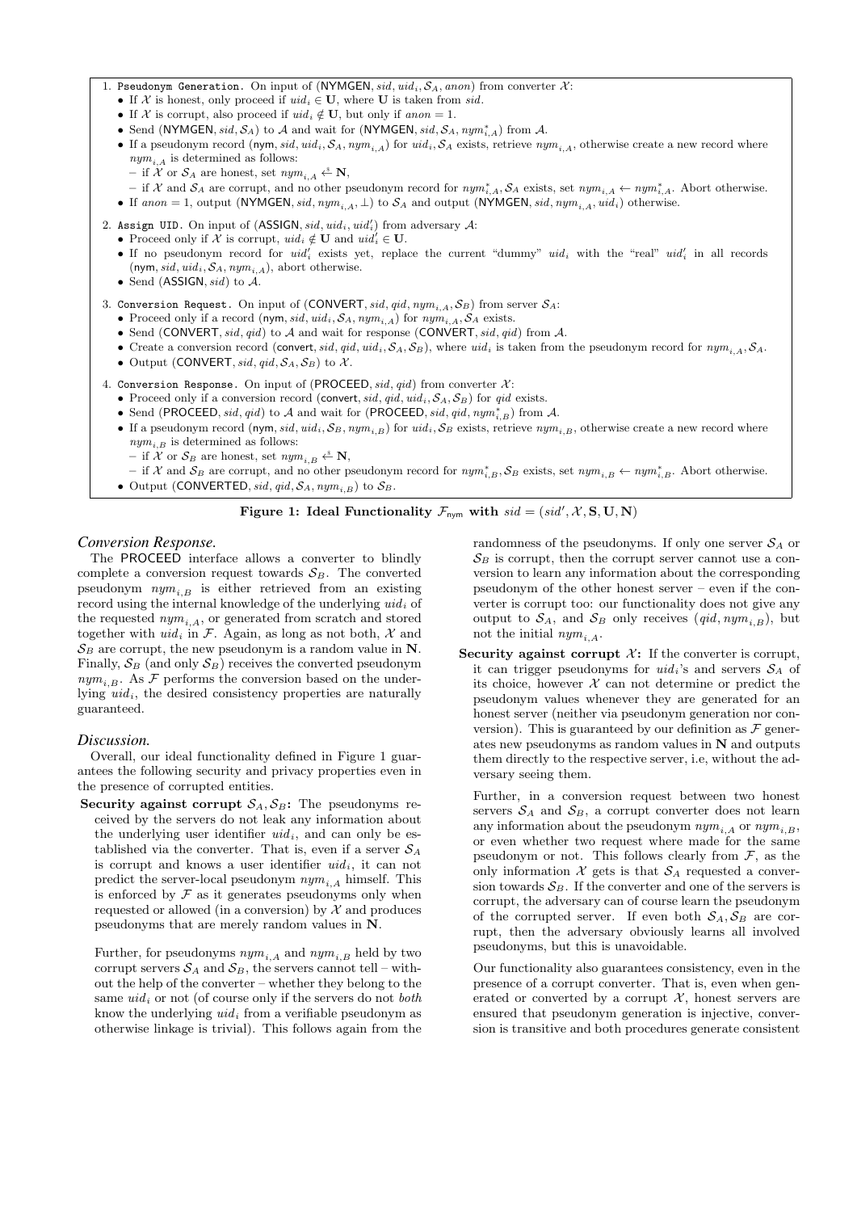1. `Pseudonym Generation.` On input of $(\mathsf{NYMGEN}, sid, uid_i, \mathcal{S}_A, anon)$ from converter $\mathcal{X}$:
   - If $\mathcal{X}$ is honest, only proceed if $uid_i \in \mathbf{U}$, where $\mathbf{U}$ is taken from $sid$.
   - If $\mathcal{X}$ is corrupt, also proceed if $uid_i \notin \mathbf{U}$, but only if $anon = 1$.
   - Send $(\mathsf{NYMGEN}, sid, \mathcal{S}_A)$ to $\mathcal{A}$ and wait for $(\mathsf{NYMGEN}, sid, \mathcal{S}_A, nym^*_{i,A})$ from $\mathcal{A}$.
   - If a pseudonym record $(\mathsf{nym}, sid, uid_i, \mathcal{S}_A, nym_{i,A})$ for $uid_i, \mathcal{S}_A$ exists, retrieve $nym_{i,A}$, otherwise create a new record where $nym_{i,A}$ is determined as follows:
     - if $\mathcal{X}$ or $\mathcal{S}_A$ are honest, set $nym_{i,A} \xleftarrow{\$} \mathbf{N}$,
     - if $\mathcal{X}$ and $\mathcal{S}_A$ are corrupt, and no other pseudonym record for $nym^*_{i,A}, \mathcal{S}_A$ exists, set $nym_{i,A} \leftarrow nym^*_{i,A}$. Abort otherwise.
   - If $anon = 1$, output $(\mathsf{NYMGEN}, sid, nym_{i,A}, \perp)$ to $\mathcal{S}_A$ and output $(\mathsf{NYMGEN}, sid, nym_{i,A}, uid_i)$ otherwise.
2. `Assign UID.` On input of $(\mathsf{ASSIGN}, sid, uid_i, uid'_i)$ from adversary $\mathcal{A}$:
   - Proceed only if $\mathcal{X}$ is corrupt, $uid_i \notin \mathbf{U}$ and $uid'_i \in \mathbf{U}$.
   - If no pseudonym record for $uid'_i$ exists yet, replace the current "dummy" $uid_i$ with the "real" $uid'_i$ in all records $(\mathsf{nym}, sid, uid_i, \mathcal{S}_A, nym_{i,A})$, abort otherwise.
   - Send $(\mathsf{ASSIGN}, sid)$ to $\mathcal{A}$.
3. `Conversion Request.` On input of $(\mathsf{CONVERT}, sid, qid, nym_{i,A}, \mathcal{S}_B)$ from server $\mathcal{S}_A$:
   - Proceed only if a record $(\mathsf{nym}, sid, uid_i, \mathcal{S}_A, nym_{i,A})$ for $nym_{i,A}, \mathcal{S}_A$ exists.
   - Send $(\mathsf{CONVERT}, sid, qid)$ to $\mathcal{A}$ and wait for response $(\mathsf{CONVERT}, sid, qid)$ from $\mathcal{A}$.
   - Create a conversion record $(\mathsf{convert}, sid, qid, uid_i, \mathcal{S}_A, \mathcal{S}_B)$, where $uid_i$ is taken from the pseudonym record for $nym_{i,A}, \mathcal{S}_A$.
   - Output $(\mathsf{CONVERT}, sid, qid, \mathcal{S}_A, \mathcal{S}_B)$ to $\mathcal{X}$.
4. `Conversion Response.` On input of $(\mathsf{PROCEED}, sid, qid)$ from converter $\mathcal{X}$:
   - Proceed only if a conversion record $(\mathsf{convert}, sid, qid, uid_i, \mathcal{S}_A, \mathcal{S}_B)$ for $qid$ exists.
   - Send $(\mathsf{PROCEED}, sid, qid)$ to $\mathcal{A}$ and wait for $(\mathsf{PROCEED}, sid, qid, nym^*_{i,B})$ from $\mathcal{A}$.
   - If a pseudonym record $(\mathsf{nym}, sid, uid_i, \mathcal{S}_B, nym_{i,B})$ for $uid_i, \mathcal{S}_B$ exists, retrieve $nym_{i,B}$, otherwise create a new record where $nym_{i,B}$ is determined as follows:
     - if $\mathcal{X}$ or $\mathcal{S}_B$ are honest, set $nym_{i,B} \xleftarrow{\$} \mathbf{N}$,
     - if $\mathcal{X}$ and $\mathcal{S}_B$ are corrupt, and no other pseudonym record for $nym^*_{i,B}, \mathcal{S}_B$ exists, set $nym_{i,B} \leftarrow nym^*_{i,B}$. Abort otherwise.
   - Output $(\mathsf{CONVERTED}, sid, qid, \mathcal{S}_A, nym_{i,B})$ to $\mathcal{S}_B$.

**Figure 1: Ideal Functionality $\mathcal{F}_{\mathsf{nym}}$ with $sid = (sid', \mathcal{X}, \mathbf{S}, \mathbf{U}, \mathbf{N})$**

### *Conversion Response.*

The PROCEED interface allows a converter to blindly complete a conversion request towards $\mathcal{S}_B$. The converted pseudonym $nym_{i,B}$ is either retrieved from an existing record using the internal knowledge of the underlying $uid_i$ of the requested $nym_{i,A}$, or generated from scratch and stored together with $uid_i$ in $\mathcal{F}$. Again, as long as not both, $\mathcal{X}$ and $\mathcal{S}_B$ are corrupt, the new pseudonym is a random value in $\mathbf{N}$. Finally, $\mathcal{S}_B$ (and only $\mathcal{S}_B$) receives the converted pseudonym $nym_{i,B}$. As $\mathcal{F}$ performs the conversion based on the underlying $uid_i$, the desired consistency properties are naturally guaranteed.

### *Discussion.*

Overall, our ideal functionality defined in Figure 1 guarantees the following security and privacy properties even in the presence of corrupted entities.

**Security against corrupt $\mathcal{S}_A, \mathcal{S}_B$:** The pseudonyms received by the servers do not leak any information about the underlying user identifier $uid_i$, and can only be established via the converter. That is, even if a server $\mathcal{S}_A$ is corrupt and knows a user identifier $uid_i$, it can not predict the server-local pseudonym $nym_{i,A}$ himself. This is enforced by $\mathcal{F}$ as it generates pseudonyms only when requested or allowed (in a conversion) by $\mathcal{X}$ and produces pseudonyms that are merely random values in $\mathbf{N}$.

Further, for pseudonyms $nym_{i,A}$ and $nym_{i,B}$ held by two corrupt servers $\mathcal{S}_A$ and $\mathcal{S}_B$, the servers cannot tell – without the help of the converter – whether they belong to the same $uid_i$ or not (of course only if the servers do not *both* know the underlying $uid_i$ from a verifiable pseudonym as otherwise linkage is trivial). This follows again from the randomness of the pseudonyms. If only one server $\mathcal{S}_A$ or $\mathcal{S}_B$ is corrupt, then the corrupt server cannot use a conversion to learn any information about the corresponding pseudonym of the other honest server – even if the converter is corrupt too: our functionality does not give any output to $\mathcal{S}_A$, and $\mathcal{S}_B$ only receives $(qid, nym_{i,B})$, but not the initial $nym_{i,A}$.

**Security against corrupt $\mathcal{X}$:** If the converter is corrupt, it can trigger pseudonyms for $uid_i$'s and servers $\mathcal{S}_A$ of its choice, however $\mathcal{X}$ can not determine or predict the pseudonym values whenever they are generated for an honest server (neither via pseudonym generation nor conversion). This is guaranteed by our definition as $\mathcal{F}$ generates new pseudonyms as random values in $\mathbf{N}$ and outputs them directly to the respective server, i.e, without the adversary seeing them.

Further, in a conversion request between two honest servers $\mathcal{S}_A$ and $\mathcal{S}_B$, a corrupt converter does not learn any information about the pseudonym $nym_{i,A}$ or $nym_{i,B}$, or even whether two request where made for the same pseudonym or not. This follows clearly from $\mathcal{F}$, as the only information $\mathcal{X}$ gets is that $\mathcal{S}_A$ requested a conversion towards $\mathcal{S}_B$. If the converter and one of the servers is corrupt, the adversary can of course learn the pseudonym of the corrupted server. If even both $\mathcal{S}_A, \mathcal{S}_B$ are corrupt, then the adversary obviously learns all involved pseudonyms, but this is unavoidable.

Our functionality also guarantees consistency, even in the presence of a corrupt converter. That is, even when generated or converted by a corrupt $\mathcal{X}$, honest servers are ensured that pseudonym generation is injective, conversion is transitive and both procedures generate consistent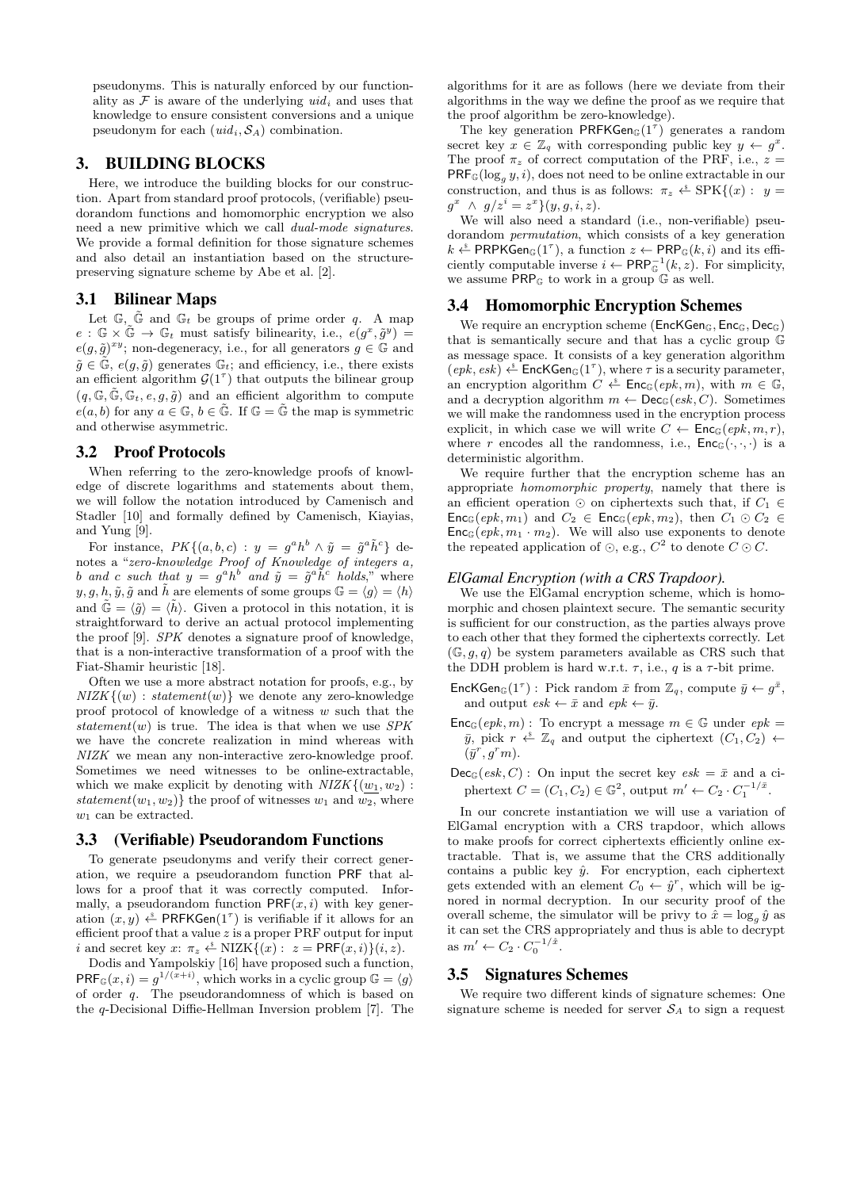pseudonyms. This is naturally enforced by our functionality as $\mathcal{F}$ is aware of the underlying $uid_i$ and uses that knowledge to ensure consistent conversions and a unique pseudonym for each $(uid_i, \mathcal{S}_A)$ combination.

## 3. BUILDING BLOCKS

Here, we introduce the building blocks for our construction. Apart from standard proof protocols, (verifiable) pseudorandom functions and homomorphic encryption we also need a new primitive which we call *dual-mode signatures*. We provide a formal definition for those signature schemes and also detail an instantiation based on the structure-preserving signature scheme by Abe et al. [2].

### 3.1 Bilinear Maps

Let $\mathbb{G}$, $\tilde{\mathbb{G}}$ and $\mathbb{G}_t$ be groups of prime order $q$. A map $e : \mathbb{G} \times \tilde{\mathbb{G}} \to \mathbb{G}_t$ must satisfy bilinearity, i.e., $e(g^x, \tilde{g}^y) = e(g, \tilde{g})^{xy}$; non-degeneracy, i.e., for all generators $g \in \mathbb{G}$ and $\tilde{g} \in \tilde{\mathbb{G}}$, $e(g, \tilde{g})$ generates $\mathbb{G}_t$; and efficiency, i.e., there exists an efficient algorithm $\mathcal{G}(1^\tau)$ that outputs the bilinear group $(q, \mathbb{G}, \tilde{\mathbb{G}}, \mathbb{G}_t, e, g, \tilde{g})$ and an efficient algorithm to compute $e(a, b)$ for any $a \in \mathbb{G}$, $b \in \tilde{\mathbb{G}}$. If $\mathbb{G} = \tilde{\mathbb{G}}$ the map is symmetric and otherwise asymmetric.

### 3.2 Proof Protocols

When referring to the zero-knowledge proofs of knowledge of discrete logarithms and statements about them, we will follow the notation introduced by Camenisch and Stadler [10] and formally defined by Camenisch, Kiayias, and Yung [9].

For instance, $PK\{(a, b, c) : y = g^a h^b \wedge \tilde{y} = \tilde{g}^a \tilde{h}^c\}$ denotes a "*zero-knowledge Proof of Knowledge of integers $a$, $b$ and $c$ such that $y = g^a h^b$ and $\tilde{y} = \tilde{g}^a \tilde{h}^c$ holds*," where $y, g, h, \tilde{y}, \tilde{g}$ and $\tilde{h}$ are elements of some groups $\mathbb{G} = \langle g \rangle = \langle h \rangle$ and $\tilde{\mathbb{G}} = \langle \tilde{g} \rangle = \langle \tilde{h} \rangle$. Given a protocol in this notation, it is straightforward to derive an actual protocol implementing the proof [9]. *SPK* denotes a signature proof of knowledge, that is a non-interactive transformation of a proof with the Fiat-Shamir heuristic [18].

Often we use a more abstract notation for proofs, e.g., by $NIZK\{(w) : statement(w)\}$ we denote any zero-knowledge proof protocol of knowledge of a witness $w$ such that the $statement(w)$ is true. The idea is that when we use *SPK* we have the concrete realization in mind whereas with *NIZK* we mean any non-interactive zero-knowledge proof. Sometimes we need witnesses to be online-extractable, which we make explicit by denoting with $NIZK\{(\underline{w_1}, w_2) : statement(w_1, w_2)\}$ the proof of witnesses $w_1$ and $w_2$, where $w_1$ can be extracted.

### 3.3 (Verifiable) Pseudorandom Functions

To generate pseudonyms and verify their correct generation, we require a pseudorandom function PRF that allows for a proof that it was correctly computed. Informally, a pseudorandom function $\mathsf{PRF}(x, i)$ with key generation $(x, y) \xleftarrow{\$} \mathsf{PRFKGen}(1^\tau)$ is verifiable if it allows for an efficient proof that a value $z$ is a proper PRF output for input $i$ and secret key $x$: $\pi_z \xleftarrow{\$} \mathrm{NIZK}\{(x) : z = \mathsf{PRF}(x, i)\}(i, z)$.

Dodis and Yampolskiy [16] have proposed such a function, $\mathsf{PRF}_{\mathbb{G}}(x, i) = g^{1/(x+i)}$, which works in a cyclic group $\mathbb{G} = \langle g \rangle$ of order $q$. The pseudorandomness of which is based on the $q$-Decisional Diffie-Hellman Inversion problem [7]. The algorithms for it are as follows (here we deviate from their algorithms in the way we define the proof as we require that the proof algorithm be zero-knowledge).

The key generation $\mathsf{PRFKGen}_{\mathbb{G}}(1^\tau)$ generates a random secret key $x \in \mathbb{Z}_q$ with corresponding public key $y \leftarrow g^x$. The proof $\pi_z$ of correct computation of the PRF, i.e., $z = \mathsf{PRF}_{\mathbb{G}}(\log_g y, i)$, does not need to be online extractable in our construction, and thus is as follows: $\pi_z \xleftarrow{\$} \mathrm{SPK}\{(x) : y = g^x \ \wedge \ g/z^i = z^x\}(y, g, i, z)$.

We will also need a standard (i.e., non-verifiable) pseudorandom *permutation*, which consists of a key generation $k \xleftarrow{\$} \mathsf{PRPKGen}_{\mathbb{G}}(1^\tau)$, a function $z \leftarrow \mathsf{PRP}_{\mathbb{G}}(k, i)$ and its efficiently computable inverse $i \leftarrow \mathsf{PRP}_{\mathbb{G}}^{-1}(k, z)$. For simplicity, we assume $\mathsf{PRP}_{\mathbb{G}}$ to work in a group $\mathbb{G}$ as well.

### 3.4 Homomorphic Encryption Schemes

We require an encryption scheme $(\mathsf{EncKGen}_{\mathbb{G}}, \mathsf{Enc}_{\mathbb{G}}, \mathsf{Dec}_{\mathbb{G}})$ that is semantically secure and that has a cyclic group $\mathbb{G}$ as message space. It consists of a key generation algorithm $(epk, esk) \xleftarrow{\$} \mathsf{EncKGen}_{\mathbb{G}}(1^\tau)$, where $\tau$ is a security parameter, an encryption algorithm $C \xleftarrow{\$} \mathsf{Enc}_{\mathbb{G}}(epk, m)$, with $m \in \mathbb{G}$, and a decryption algorithm $m \leftarrow \mathsf{Dec}_{\mathbb{G}}(esk, C)$. Sometimes we will make the randomness used in the encryption process explicit, in which case we will write $C \leftarrow \mathsf{Enc}_{\mathbb{G}}(epk, m, r)$, where $r$ encodes all the randomness, i.e., $\mathsf{Enc}_{\mathbb{G}}(\cdot, \cdot, \cdot)$ is a deterministic algorithm.

We require further that the encryption scheme has an appropriate *homomorphic property*, namely that there is an efficient operation $\odot$ on ciphertexts such that, if $C_1 \in \mathsf{Enc}_{\mathbb{G}}(epk, m_1)$ and $C_2 \in \mathsf{Enc}_{\mathbb{G}}(epk, m_2)$, then $C_1 \odot C_2 \in \mathsf{Enc}_{\mathbb{G}}(epk, m_1 \cdot m_2)$. We will also use exponents to denote the repeated application of $\odot$, e.g., $C^2$ to denote $C \odot C$.

#### *ElGamal Encryption (with a CRS Trapdoor).*

We use the ElGamal encryption scheme, which is homomorphic and chosen plaintext secure. The semantic security is sufficient for our construction, as the parties always prove to each other that they formed the ciphertexts correctly. Let $(\mathbb{G}, g, q)$ be system parameters available as CRS such that the DDH problem is hard w.r.t. $\tau$, i.e., $q$ is a $\tau$-bit prime.

- $\mathsf{EncKGen}_{\mathbb{G}}(1^\tau)$ : Pick random $\bar{x}$ from $\mathbb{Z}_q$, compute $\bar{y} \leftarrow g^{\bar{x}}$, and output $esk \leftarrow \bar{x}$ and $epk \leftarrow \bar{y}$.
- $\mathsf{Enc}_{\mathbb{G}}(epk, m)$ : To encrypt a message $m \in \mathbb{G}$ under $epk = \bar{y}$, pick $r \xleftarrow{\$} \mathbb{Z}_q$ and output the ciphertext $(C_1, C_2) \leftarrow (\bar{y}^r, g^r m)$.
- $\mathsf{Dec}_{\mathbb{G}}(esk, C)$ : On input the secret key $esk = \bar{x}$ and a ciphertext $C = (C_1, C_2) \in \mathbb{G}^2$, output $m' \leftarrow C_2 \cdot C_1^{-1/\bar{x}}$.

In our concrete instantiation we will use a variation of ElGamal encryption with a CRS trapdoor, which allows to make proofs for correct ciphertexts efficiently online extractable. That is, we assume that the CRS additionally contains a public key $\hat{y}$. For encryption, each ciphertext gets extended with an element $C_0 \leftarrow \hat{y}^r$, which will be ignored in normal decryption. In our security proof of the overall scheme, the simulator will be privy to $\hat{x} = \log_g \hat{y}$ as it can set the CRS appropriately and thus is able to decrypt as $m' \leftarrow C_2 \cdot C_0^{-1/\hat{x}}$.

### 3.5 Signatures Schemes

We require two different kinds of signature schemes: One signature scheme is needed for server $\mathcal{S}_A$ to sign a request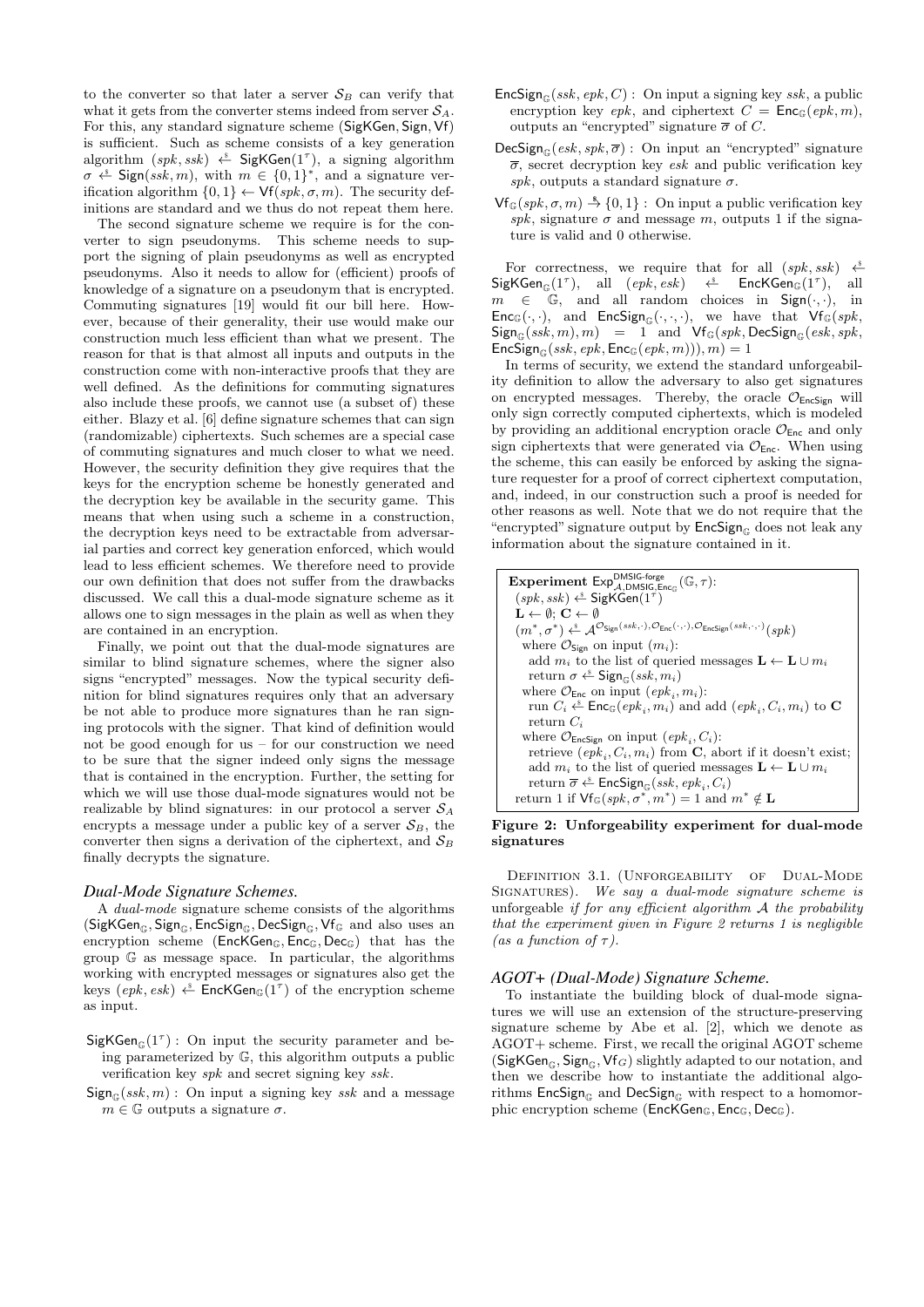to the converter so that later a server $\mathcal{S}_B$ can verify that what it gets from the converter stems indeed from server $\mathcal{S}_A$. For this, any standard signature scheme (SigKGen, Sign, Vf) is sufficient. Such as scheme consists of a key generation algorithm $(spk, ssk) \xleftarrow{\$} \mathsf{SigKGen}(1^\tau)$, a signing algorithm $\sigma \xleftarrow{\$} \mathsf{Sign}(ssk, m)$, with $m \in \{0,1\}^*$, and a signature verification algorithm $\{0,1\} \leftarrow \mathsf{Vf}(spk, \sigma, m)$. The security definitions are standard and we thus do not repeat them here.

The second signature scheme we require is for the converter to sign pseudonyms. This scheme needs to support the signing of plain pseudonyms as well as encrypted pseudonyms. Also it needs to allow for (efficient) proofs of knowledge of a signature on a pseudonym that is encrypted. Commuting signatures [19] would fit our bill here. However, because of their generality, their use would make our construction much less efficient than what we present. The reason for that is that almost all inputs and outputs in the construction come with non-interactive proofs that they are well defined. As the definitions for commuting signatures also include these proofs, we cannot use (a subset of) these either. Blazy et al. [6] define signature schemes that can sign (randomizable) ciphertexts. Such schemes are a special case of commuting signatures and much closer to what we need. However, the security definition they give requires that the keys for the encryption scheme be honestly generated and the decryption key be available in the security game. This means that when using such a scheme in a construction, the decryption keys need to be extractable from adversarial parties and correct key generation enforced, which would lead to less efficient schemes. We therefore need to provide our own definition that does not suffer from the drawbacks discussed. We call this a dual-mode signature scheme as it allows one to sign messages in the plain as well as when they are contained in an encryption.

Finally, we point out that the dual-mode signatures are similar to blind signature schemes, where the signer also signs "encrypted" messages. Now the typical security definition for blind signatures requires only that an adversary be not able to produce more signatures than he ran signing protocols with the signer. That kind of definition would not be good enough for us – for our construction we need to be sure that the signer indeed only signs the message that is contained in the encryption. Further, the setting for which we will use those dual-mode signatures would not be realizable by blind signatures: in our protocol a server $\mathcal{S}_A$ encrypts a message under a public key of a server $\mathcal{S}_B$, the converter then signs a derivation of the ciphertext, and $\mathcal{S}_B$ finally decrypts the signature.

### *Dual-Mode Signature Schemes.*

A *dual-mode* signature scheme consists of the algorithms $(\mathsf{SigKGen}_\mathbb{G}, \mathsf{Sign}_\mathbb{G}, \mathsf{EncSign}_\mathbb{G}, \mathsf{DecSign}_\mathbb{G}, \mathsf{Vf}_\mathbb{G})$ and also uses an encryption scheme $(\mathsf{EncKGen}_\mathbb{G}, \mathsf{Enc}_\mathbb{G}, \mathsf{Dec}_\mathbb{G})$ that has the group $\mathbb{G}$ as message space. In particular, the algorithms working with encrypted messages or signatures also get the keys $(epk, esk) \xleftarrow{\$} \mathsf{EncKGen}_\mathbb{G}(1^\tau)$ of the encryption scheme as input.

- $\mathsf{SigKGen}_\mathbb{G}(1^\tau)$ : On input the security parameter and being parameterized by $\mathbb{G}$, this algorithm outputs a public verification key $spk$ and secret signing key $ssk$.
- $\mathsf{Sign}_\mathbb{G}(ssk, m)$ : On input a signing key $ssk$ and a message $m \in \mathbb{G}$ outputs a signature $\sigma$.
- $\mathsf{EncSign}_\mathbb{G}(ssk, epk, C)$ : On input a signing key $ssk$, a public encryption key $epk$, and ciphertext $C = \mathsf{Enc}_\mathbb{G}(epk, m)$, outputs an "encrypted" signature $\overline{\sigma}$ of $C$.
- $\mathsf{DecSign}_\mathbb{G}(esk, spk, \overline{\sigma})$ : On input an "encrypted" signature $\overline{\sigma}$, secret decryption key $esk$ and public verification key $spk$, outputs a standard signature $\sigma$.
- $\mathsf{Vf}_\mathbb{G}(spk, \sigma, m) \xrightarrow{\$} \{0,1\}$ : On input a public verification key $spk$, signature $\sigma$ and message $m$, outputs 1 if the signature is valid and 0 otherwise.

For correctness, we require that for all $(spk, ssk) \xleftarrow{\$} \mathsf{SigKGen}_\mathbb{G}(1^\tau)$, all $(epk, esk) \xleftarrow{\$} \mathsf{EncKGen}_\mathbb{G}(1^\tau)$, all $m \in \mathbb{G}$, and all random choices in $\mathsf{Sign}(\cdot,\cdot)$, in $\mathsf{Enc}_\mathbb{G}(\cdot,\cdot)$, and $\mathsf{EncSign}_\mathbb{G}(\cdot,\cdot,\cdot)$, we have that $\mathsf{Vf}_\mathbb{G}(spk, \mathsf{Sign}_\mathbb{G}(ssk, m), m) = 1$ and $\mathsf{Vf}_\mathbb{G}(spk, \mathsf{DecSign}_\mathbb{G}(esk, spk, \mathsf{EncSign}_\mathbb{G}(ssk, epk, \mathsf{Enc}_\mathbb{G}(epk, m))), m) = 1$

In terms of security, we extend the standard unforgeability definition to allow the adversary to also get signatures on encrypted messages. Thereby, the oracle $\mathcal{O}_{\mathsf{EncSign}}$ will only sign correctly computed ciphertexts, which is modeled by providing an additional encryption oracle $\mathcal{O}_{\mathsf{Enc}}$ and only sign ciphertexts that were generated via $\mathcal{O}_{\mathsf{Enc}}$. When using the scheme, this can easily be enforced by asking the signature requester for a proof of correct ciphertext computation, and, indeed, in our construction such a proof is needed for other reasons as well. Note that we do not require that the "encrypted" signature output by $\mathsf{EncSign}_\mathbb{G}$ does not leak any information about the signature contained in it.

**Experiment** $\mathsf{Exp}^{\mathsf{DMSIG\text{-}forge}}_{\mathcal{A},\mathsf{DMSIG},\mathsf{Enc}_\mathbb{G}}(\mathbb{G}, \tau)$:
- $(spk, ssk) \xleftarrow{\$} \mathsf{SigKGen}(1^\tau)$
- $\mathbf{L} \leftarrow \emptyset$; $\mathbf{C} \leftarrow \emptyset$
- $(m^*, \sigma^*) \xleftarrow{\$} \mathcal{A}^{\mathcal{O}_{\mathsf{Sign}}(ssk,\cdot), \mathcal{O}_{\mathsf{Enc}}(\cdot,\cdot), \mathcal{O}_{\mathsf{EncSign}}(ssk,\cdot,\cdot)}(spk)$
- where $\mathcal{O}_{\mathsf{Sign}}$ on input $(m_i)$:
  - add $m_i$ to the list of queried messages $\mathbf{L} \leftarrow \mathbf{L} \cup m_i$
  - return $\sigma \xleftarrow{\$} \mathsf{Sign}_\mathbb{G}(ssk, m_i)$
- where $\mathcal{O}_{\mathsf{Enc}}$ on input $(epk_i, m_i)$:
  - run $C_i \xleftarrow{\$} \mathsf{Enc}_\mathbb{G}(epk_i, m_i)$ and add $(epk_i, C_i, m_i)$ to $\mathbf{C}$
  - return $C_i$
- where $\mathcal{O}_{\mathsf{EncSign}}$ on input $(epk_i, C_i)$:
  - retrieve $(epk_i, C_i, m_i)$ from $\mathbf{C}$, abort if it doesn't exist;
  - add $m_i$ to the list of queried messages $\mathbf{L} \leftarrow \mathbf{L} \cup m_i$
  - return $\overline{\sigma} \xleftarrow{\$} \mathsf{EncSign}_\mathbb{G}(ssk, epk_i, C_i)$
- return 1 if $\mathsf{Vf}_\mathbb{G}(spk, \sigma^*, m^*) = 1$ and $m^* \notin \mathbf{L}$

**Figure 2: Unforgeability experiment for dual-mode signatures**

Definition 3.1. (Unforgeability of Dual-Mode Signatures). *We say a dual-mode signature scheme is unforgeable if for any efficient algorithm $\mathcal{A}$ the probability that the experiment given in Figure 2 returns 1 is negligible (as a function of $\tau$).*

### *AGOT+ (Dual-Mode) Signature Scheme.*

To instantiate the building block of dual-mode signatures we will use an extension of the structure-preserving signature scheme by Abe et al. [2], which we denote as AGOT+ scheme. First, we recall the original AGOT scheme $(\mathsf{SigKGen}_\mathbb{G}, \mathsf{Sign}_\mathbb{G}, \mathsf{Vf}_G)$ slightly adapted to our notation, and then we describe how to instantiate the additional algorithms $\mathsf{EncSign}_\mathbb{G}$ and $\mathsf{DecSign}_\mathbb{G}$ with respect to a homomorphic encryption scheme $(\mathsf{EncKGen}_\mathbb{G}, \mathsf{Enc}_\mathbb{G}, \mathsf{Dec}_\mathbb{G})$.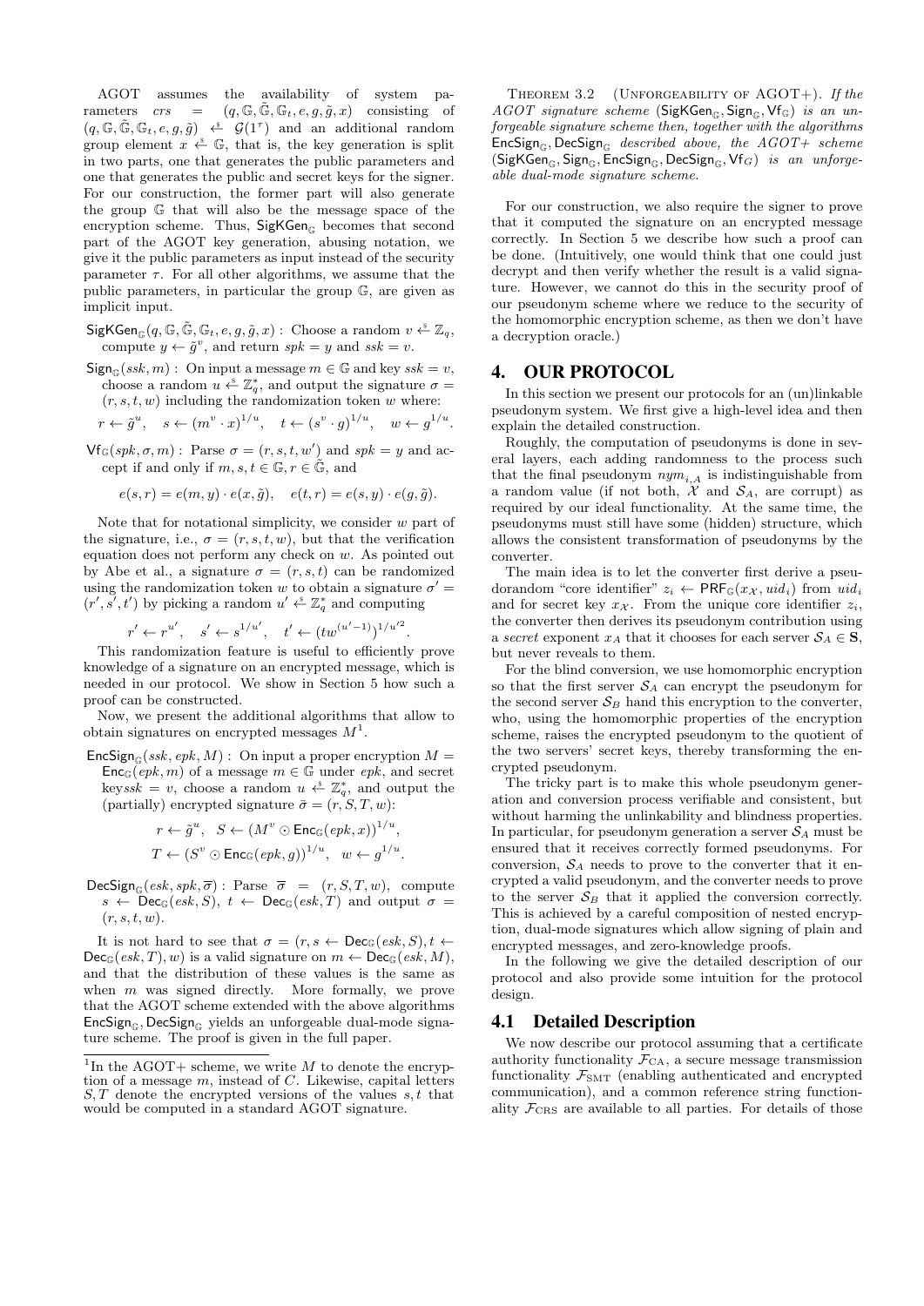AGOT assumes the availability of system parameters $crs = (q, \mathbb{G}, \tilde{\mathbb{G}}, \mathbb{G}_t, e, g, \tilde{g}, x)$ consisting of $(q, \mathbb{G}, \tilde{\mathbb{G}}, \mathbb{G}_t, e, g, \tilde{g}) \xleftarrow{\$} \mathcal{G}(1^\tau)$ and an additional random group element $x \xleftarrow{\$} \mathbb{G}$, that is, the key generation is split in two parts, one that generates the public parameters and one that generates the public and secret keys for the signer. For our construction, the former part will also generate the group $\mathbb{G}$ that will also be the message space of the encryption scheme. Thus, $\mathsf{SigKGen}_{\mathbb{G}}$ becomes that second part of the AGOT key generation, abusing notation, we give it the public parameters as input instead of the security parameter $\tau$. For all other algorithms, we assume that the public parameters, in particular the group $\mathbb{G}$, are given as implicit input.

$\mathsf{SigKGen}_{\mathbb{G}}(q, \mathbb{G}, \tilde{\mathbb{G}}, \mathbb{G}_t, e, g, \tilde{g}, x)$ : Choose a random $v \xleftarrow{\$} \mathbb{Z}_q$, compute $y \leftarrow \tilde{g}^v$, and return $spk = y$ and $ssk = v$.

$\mathsf{Sign}_{\mathbb{G}}(ssk, m)$ : On input a message $m \in \mathbb{G}$ and key $ssk = v$, choose a random $u \xleftarrow{\$} \mathbb{Z}_q^*$, and output the signature $\sigma = (r, s, t, w)$ including the randomization token $w$ where:

$$r \leftarrow \tilde{g}^u, \quad s \leftarrow (m^v \cdot x)^{1/u}, \quad t \leftarrow (s^v \cdot g)^{1/u}, \quad w \leftarrow g^{1/u}.$$

$\mathsf{Vf}_{\mathbb{G}}(spk, \sigma, m)$ : Parse $\sigma = (r, s, t, w')$ and $spk = y$ and accept if and only if $m, s, t \in \mathbb{G}, r \in \tilde{\mathbb{G}}$, and

$$e(s, r) = e(m, y) \cdot e(x, \tilde{g}), \quad e(t, r) = e(s, y) \cdot e(g, \tilde{g}).$$

Note that for notational simplicity, we consider $w$ part of the signature, i.e., $\sigma = (r, s, t, w)$, but that the verification equation does not perform any check on $w$. As pointed out by Abe et al., a signature $\sigma = (r, s, t)$ can be randomized using the randomization token $w$ to obtain a signature $\sigma' = (r', s', t')$ by picking a random $u' \xleftarrow{\$} \mathbb{Z}_q^*$ and computing

$$r' \leftarrow r^{u'}, \quad s' \leftarrow s^{1/u'}, \quad t' \leftarrow (tw^{(u'-1)})^{1/u'^2}.$$

This randomization feature is useful to efficiently prove knowledge of a signature on an encrypted message, which is needed in our protocol. We show in Section 5 how such a proof can be constructed.

Now, we present the additional algorithms that allow to obtain signatures on encrypted messages $M$[1].

$\mathsf{EncSign}_{\mathbb{G}}(ssk, epk, M)$ : On input a proper encryption $M = \mathsf{Enc}_{\mathbb{G}}(epk, m)$ of a message $m \in \mathbb{G}$ under $epk$, and secret key$ssk = v$, choose a random $u \xleftarrow{\$} \mathbb{Z}_q^*$, and output the (partially) encrypted signature $\bar{\sigma} = (r, S, T, w)$:

$$r \leftarrow \tilde{g}^u, \quad S \leftarrow (M^v \odot \mathsf{Enc}_{\mathbb{G}}(epk, x))^{1/u},$$
$$T \leftarrow (S^v \odot \mathsf{Enc}_{\mathbb{G}}(epk, g))^{1/u}, \quad w \leftarrow g^{1/u}.$$

$\mathsf{DecSign}_{\mathbb{G}}(esk, spk, \overline{\sigma})$ : Parse $\overline{\sigma} = (r, S, T, w)$, compute $s \leftarrow \mathsf{Dec}_{\mathbb{G}}(esk, S)$, $t \leftarrow \mathsf{Dec}_{\mathbb{G}}(esk, T)$ and output $\sigma = (r, s, t, w)$.

It is not hard to see that $\sigma = (r, s \leftarrow \mathsf{Dec}_{\mathbb{G}}(esk, S), t \leftarrow \mathsf{Dec}_{\mathbb{G}}(esk, T), w)$ is a valid signature on $m \leftarrow \mathsf{Dec}_{\mathbb{G}}(esk, M)$, and that the distribution of these values is the same as when $m$ was signed directly. More formally, we prove that the AGOT scheme extended with the above algorithms $\mathsf{EncSign}_{\mathbb{G}}, \mathsf{DecSign}_{\mathbb{G}}$ yields an unforgeable dual-mode signature scheme. The proof is given in the full paper.

[1] In the AGOT+ scheme, we write $M$ to denote the encryption of a message $m$, instead of $C$. Likewise, capital letters $S, T$ denote the encrypted versions of the values $s, t$ that would be computed in a standard AGOT signature.

Theorem 3.2 (Unforgeability of AGOT+). *If the AGOT signature scheme* $(\mathsf{SigKGen}_{\mathbb{G}}, \mathsf{Sign}_{\mathbb{G}}, \mathsf{Vf}_{\mathbb{G}})$ *is an unforgeable signature scheme then, together with the algorithms* $\mathsf{EncSign}_{\mathbb{G}}, \mathsf{DecSign}_{\mathbb{G}}$ *described above, the AGOT+ scheme* $(\mathsf{SigKGen}_{\mathbb{G}}, \mathsf{Sign}_{\mathbb{G}}, \mathsf{EncSign}_{\mathbb{G}}, \mathsf{DecSign}_{\mathbb{G}}, \mathsf{Vf}_G)$ *is an unforgeable dual-mode signature scheme.*

For our construction, we also require the signer to prove that it computed the signature on an encrypted message correctly. In Section 5 we describe how such a proof can be done. (Intuitively, one would think that one could just decrypt and then verify whether the result is a valid signature. However, we cannot do this in the security proof of our pseudonym scheme where we reduce to the security of the homomorphic encryption scheme, as then we don't have a decryption oracle.)

# 4. OUR PROTOCOL

In this section we present our protocols for an (un)linkable pseudonym system. We first give a high-level idea and then explain the detailed construction.

Roughly, the computation of pseudonyms is done in several layers, each adding randomness to the process such that the final pseudonym $nym_{i,A}$ is indistinguishable from a random value (if not both, $\mathcal{X}$ and $\mathcal{S}_A$, are corrupt) as required by our ideal functionality. At the same time, the pseudonyms must still have some (hidden) structure, which allows the consistent transformation of pseudonyms by the converter.

The main idea is to let the converter first derive a pseudorandom "core identifier" $z_i \leftarrow \mathsf{PRF}_{\mathbb{G}}(x_{\mathcal{X}}, uid_i)$ from $uid_i$ and for secret key $x_{\mathcal{X}}$. From the unique core identifier $z_i$, the converter then derives its pseudonym contribution using a *secret* exponent $x_A$ that it chooses for each server $\mathcal{S}_A \in \mathbf{S}$, but never reveals to them.

For the blind conversion, we use homomorphic encryption so that the first server $\mathcal{S}_A$ can encrypt the pseudonym for the second server $\mathcal{S}_B$ hand this encryption to the converter, who, using the homomorphic properties of the encryption scheme, raises the encrypted pseudonym to the quotient of the two servers' secret keys, thereby transforming the encrypted pseudonym.

The tricky part is to make this whole pseudonym generation and conversion process verifiable and consistent, but without harming the unlinkability and blindness properties. In particular, for pseudonym generation a server $\mathcal{S}_A$ must be ensured that it receives correctly formed pseudonyms. For conversion, $\mathcal{S}_A$ needs to prove to the converter that it encrypted a valid pseudonym, and the converter needs to prove to the server $\mathcal{S}_B$ that it applied the conversion correctly. This is achieved by a careful composition of nested encryption, dual-mode signatures which allow signing of plain and encrypted messages, and zero-knowledge proofs.

In the following we give the detailed description of our protocol and also provide some intuition for the protocol design.

## 4.1 Detailed Description

We now describe our protocol assuming that a certificate authority functionality $\mathcal{F}_{\text{CA}}$, a secure message transmission functionality $\mathcal{F}_{\text{SMT}}$ (enabling authenticated and encrypted communication), and a common reference string functionality $\mathcal{F}_{\text{CRS}}$ are available to all parties. For details of those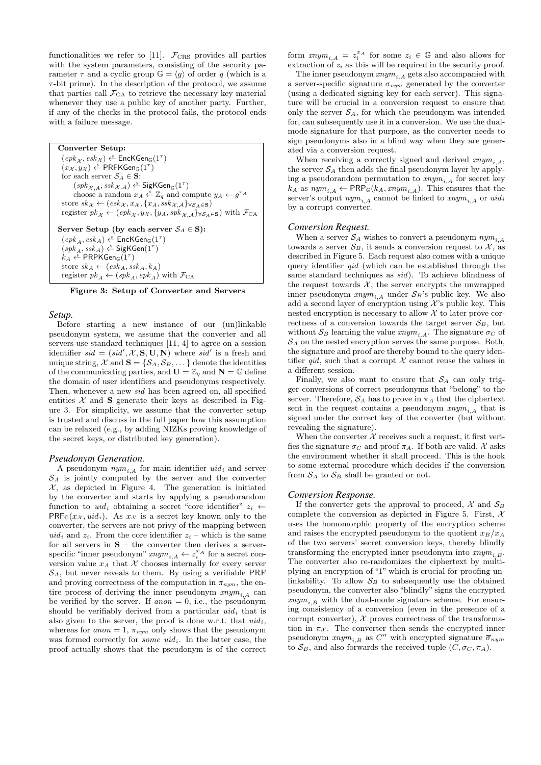functionalities we refer to [11]. $\mathcal{F}_{\text{CRS}}$ provides all parties with the system parameters, consisting of the security parameter $\tau$ and a cyclic group $\mathbb{G} = \langle g \rangle$ of order $q$ (which is a $\tau$-bit prime). In the description of the protocol, we assume that parties call $\mathcal{F}_{\text{CA}}$ to retrieve the necessary key material whenever they use a public key of another party. Further, if any of the checks in the protocol fails, the protocol ends with a failure message.

**Converter Setup:**
$(epk_{\mathcal{X}}, esk_{\mathcal{X}}) \xleftarrow{\$} \mathsf{EncKGen}_{\mathbb{G}}(1^\tau)$
$(x_{\mathcal{X}}, y_{\mathcal{X}}) \xleftarrow{\$} \mathsf{PRFKGen}_{\mathbb{G}}(1^\tau)$
for each server $\mathcal{S}_A \in \mathbf{S}$:
  $(spk_{\mathcal{X},A}, ssk_{\mathcal{X},A}) \xleftarrow{\$} \mathsf{SigKGen}_{\mathbb{G}}(1^\tau)$
  choose a random $x_A \xleftarrow{\$} \mathbb{Z}_q$ and compute $y_A \leftarrow g^{x_A}$
store $sk_{\mathcal{X}} \leftarrow (esk_{\mathcal{X}}, x_{\mathcal{X}}, \{x_A, ssk_{\mathcal{X},A}\}_{\forall \mathcal{S}_A \in \mathbf{S}})$
register $pk_{\mathcal{X}} \leftarrow (epk_{\mathcal{X}}, y_{\mathcal{X}}, \{y_A, spk_{\mathcal{X},A}\}_{\forall \mathcal{S}_A \in \mathbf{S}})$ with $\mathcal{F}_{\text{CA}}$

**Server Setup (by each server $\mathcal{S}_A \in \mathbf{S}$):**
$(epk_A, esk_A) \xleftarrow{\$} \mathsf{EncKGen}_{\mathbb{G}}(1^\tau)$
$(spk_A, ssk_A) \xleftarrow{\$} \mathsf{SigKGen}(1^\tau)$
$k_A \xleftarrow{\$} \mathsf{PRPKGen}_{\mathbb{G}}(1^\tau)$
store $sk_A \leftarrow (esk_A, ssk_A, k_A)$
register $pk_A \leftarrow (spk_A, epk_A)$ with $\mathcal{F}_{\text{CA}}$

**Figure 3: Setup of Converter and Servers**

### *Setup.*

Before starting a new instance of our (un)linkable pseudonym system, we assume that the converter and all servers use standard techniques [11, 4] to agree on a session identifier $sid = (sid', \mathcal{X}, \mathbf{S}, \mathbf{U}, \mathbf{N})$ where $sid'$ is a fresh and unique string, $\mathcal{X}$ and $\mathbf{S} = \{\mathcal{S}_A, \mathcal{S}_B, \dots\}$ denote the identities of the communicating parties, and $\mathbf{U} = \mathbb{Z}_q$ and $\mathbf{N} = \mathbb{G}$ define the domain of user identifiers and pseudonyms respectively. Then, whenever a new $sid$ has been agreed on, all specified entities $\mathcal{X}$ and $\mathbf{S}$ generate their keys as described in Figure 3. For simplicity, we assume that the converter setup is trusted and discuss in the full paper how this assumption can be relaxed (e.g., by adding NIZKs proving knowledge of the secret keys, or distributed key generation).

### *Pseudonym Generation.*

A pseudonym $nym_{i,A}$ for main identifier $uid_i$ and server $\mathcal{S}_A$ is jointly computed by the server and the converter $\mathcal{X}$, as depicted in Figure 4. The generation is initiated by the converter and starts by applying a pseudorandom function to $uid_i$ obtaining a secret "core identifier" $z_i \leftarrow \mathsf{PRF}_{\mathbb{G}}(x_{\mathcal{X}}, uid_i)$. As $x_{\mathcal{X}}$ is a secret key known only to the converter, the servers are not privy of the mapping between $uid_i$ and $z_i$. From the core identifier $z_i$ – which is the same for all servers in $\mathbf{S}$ – the converter then derives a server-specific "inner pseudonym" $xnym_{i,A} \leftarrow z_i^{x_A}$ for a secret conversion value $x_A$ that $\mathcal{X}$ chooses internally for every server $\mathcal{S}_A$, but never reveals to them. By using a verifiable PRF and proving correctness of the computation in $\pi_{nym}$, the entire process of deriving the inner pseudonym $xnym_{i,A}$ can be verified by the server. If $anon = 0$, i.e., the pseudonym should be verifiably derived from a particular $uid_i$ that is also given to the server, the proof is done w.r.t. that $uid_i$, whereas for $anon = 1$, $\pi_{nym}$ only shows that the pseudonym was formed correctly for *some* $uid_i$. In the latter case, the proof actually shows that the pseudonym is of the correct form $xnym_{i,A} = z_i^{x_A}$ for some $z_i \in \mathbb{G}$ and also allows for extraction of $z_i$ as this will be required in the security proof.

The inner pseudonym $xnym_{i,A}$ gets also accompanied with a server-specific signature $\sigma_{nym}$ generated by the converter (using a dedicated signing key for each server). This signature will be crucial in a conversion request to ensure that only the server $\mathcal{S}_A$, for which the pseudonym was intended for, can subsequently use it in a conversion. We use the dual-mode signature for that purpose, as the converter needs to sign pseudonyms also in a blind way when they are generated via a conversion request.

When receiving a correctly signed and derived $xnym_{i,A}$, the server $\mathcal{S}_A$ then adds the final pseudonym layer by applying a pseudorandom permutation to $xnym_{i,A}$ for secret key $k_A$ as $nym_{i,A} \leftarrow \mathsf{PRP}_{\mathbb{G}}(k_A, xnym_{i,A})$. This ensures that the server's output $nym_{i,A}$ cannot be linked to $xnym_{i,A}$ or $uid_i$ by a corrupt converter.

### *Conversion Request.*

When a server $\mathcal{S}_A$ wishes to convert a pseudonym $nym_{i,A}$ towards a server $\mathcal{S}_B$, it sends a conversion request to $\mathcal{X}$, as described in Figure 5. Each request also comes with a unique query identifier $qid$ (which can be established through the same standard techniques as $sid$). To achieve blindness of the request towards $\mathcal{X}$, the server encrypts the unwrapped inner pseudonym $xnym_{i,A}$ under $\mathcal{S}_B$'s public key. We also add a second layer of encryption using $\mathcal{X}$'s public key. This nested encryption is necessary to allow $\mathcal{X}$ to later prove correctness of a conversion towards the target server $\mathcal{S}_B$, but without $\mathcal{S}_B$ learning the value $xnym_{i,A}$. The signature $\sigma_C$ of $\mathcal{S}_A$ on the nested encryption serves the same purpose. Both, the signature and proof are thereby bound to the query identifier $qid$, such that a corrupt $\mathcal{X}$ cannot reuse the values in a different session.

Finally, we also want to ensure that $\mathcal{S}_A$ can only trigger conversions of correct pseudonyms that "belong" to the server. Therefore, $\mathcal{S}_A$ has to prove in $\pi_A$ that the ciphertext sent in the request contains a pseudonym $xnym_{i,A}$ that is signed under the correct key of the converter (but without revealing the signature).

When the converter $\mathcal{X}$ receives such a request, it first verifies the signature $\sigma_C$ and proof $\pi_A$. If both are valid, $\mathcal{X}$ asks the environment whether it shall proceed. This is the hook to some external procedure which decides if the conversion from $\mathcal{S}_A$ to $\mathcal{S}_B$ shall be granted or not.

### *Conversion Response.*

If the converter gets the approval to proceed, $\mathcal{X}$ and $\mathcal{S}_B$ complete the conversion as depicted in Figure 5. First, $\mathcal{X}$ uses the homomorphic property of the encryption scheme and raises the encrypted pseudonym to the quotient $x_B/x_A$ of the two servers' secret conversion keys, thereby blindly transforming the encrypted inner pseudonym into $xnym_{i,B}$. The converter also re-randomizes the ciphertext by multiplying an encryption of "1" which is crucial for proofing unlinkability. To allow $\mathcal{S}_B$ to subsequently use the obtained pseudonym, the converter also "blindly" signs the encrypted $xnym_{i,B}$ with the dual-mode signature scheme. For ensuring consistency of a conversion (even in the presence of a corrupt converter), $\mathcal{X}$ proves correctness of the transformation in $\pi_{\mathcal{X}}$. The converter then sends the encrypted inner pseudonym $xnym_{i,B}$ as $C''$ with encrypted signature $\overline{\sigma}_{nym}$ to $\mathcal{S}_B$, and also forwards the received tuple $(C, \sigma_C, \pi_A)$.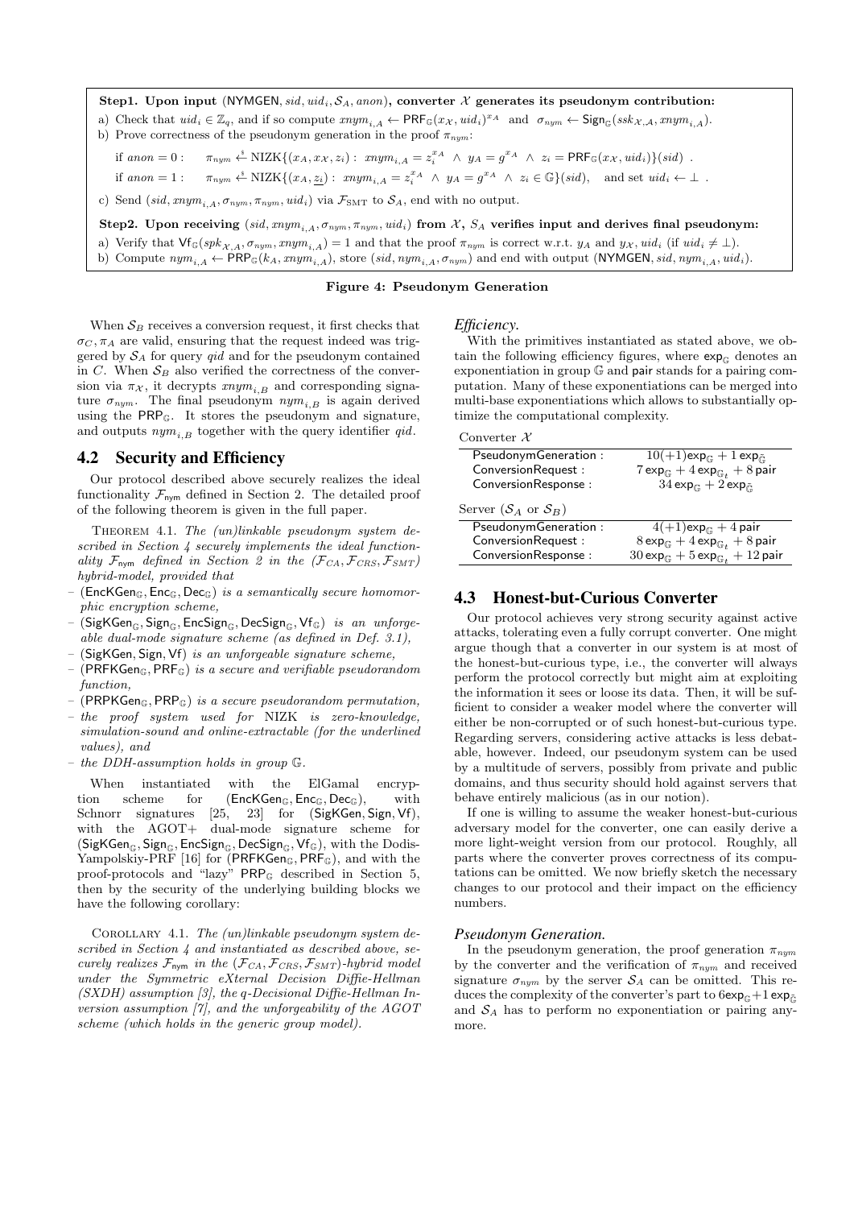**Step1. Upon input** (NYMGEN, $sid, uid_i, \mathcal{S}_A, anon$)**, converter $\mathcal{X}$ generates its pseudonym contribution:**

a) Check that $uid_i \in \mathbb{Z}_q$, and if so compute $xnym_{i,A} \leftarrow \mathsf{PRF}_{\mathbb{G}}(x_{\mathcal{X}}, uid_i)^{x_A}$ and $\sigma_{nym} \leftarrow \mathsf{Sign}_{\mathbb{G}}(ssk_{\mathcal{X},\mathcal{A}}, xnym_{i,A})$.

b) Prove correctness of the pseudonym generation in the proof $\pi_{nym}$:

if $anon = 0$ : $\quad \pi_{nym} \xleftarrow{\$} \text{NIZK}\{(x_A, x_{\mathcal{X}}, z_i) : \ xnym_{i,A} = z_i^{x_A} \ \wedge \ y_A = g^{x_A} \ \wedge \ z_i = \mathsf{PRF}_{\mathbb{G}}(x_{\mathcal{X}}, uid_i)\}(sid)$ .

if $anon = 1$ : $\quad \pi_{nym} \xleftarrow{\$} \text{NIZK}\{(x_A, \underline{z_i}) : \ xnym_{i,A} = z_i^{x_A} \ \wedge \ y_A = g^{x_A} \ \wedge \ z_i \in \mathbb{G}\}(sid)$, and set $uid_i \leftarrow \perp$ .

c) Send $(sid, xnym_{i,A}, \sigma_{nym}, \pi_{nym}, uid_i)$ via $\mathcal{F}_{\text{SMT}}$ to $\mathcal{S}_A$, end with no output.

**Step2. Upon receiving $(sid, xnym_{i,A}, \sigma_{nym}, \pi_{nym}, uid_i)$ from $\mathcal{X}$, $S_A$ verifies input and derives final pseudonym:**

a) Verify that $\mathsf{Vf}_{\mathbb{G}}(spk_{\mathcal{X},A}, \sigma_{nym}, xnym_{i,A}) = 1$ and that the proof $\pi_{nym}$ is correct w.r.t. $y_A$ and $y_{\mathcal{X}}, uid_i$ (if $uid_i \neq \perp$).

b) Compute $nym_{i,A} \leftarrow \mathsf{PRP}_{\mathbb{G}}(k_A, xnym_{i,A})$, store $(sid, nym_{i,A}, \sigma_{nym})$ and end with output (NYMGEN, $sid, nym_{i,A}, uid_i$).

**Figure 4: Pseudonym Generation**

When $\mathcal{S}_B$ receives a conversion request, it first checks that $\sigma_C, \pi_A$ are valid, ensuring that the request indeed was triggered by $\mathcal{S}_A$ for query $qid$ and for the pseudonym contained in $C$. When $\mathcal{S}_B$ also verified the correctness of the conversion via $\pi_{\mathcal{X}}$, it decrypts $xnym_{i,B}$ and corresponding signature $\sigma_{nym}$. The final pseudonym $nym_{i,B}$ is again derived using the $\mathsf{PRP}_{\mathbb{G}}$. It stores the pseudonym and signature, and outputs $nym_{i,B}$ together with the query identifier $qid$.

## 4.2 Security and Efficiency

Our protocol described above securely realizes the ideal functionality $\mathcal{F}_{\mathsf{nym}}$ defined in Section 2. The detailed proof of the following theorem is given in the full paper.

THEOREM 4.1. *The (un)linkable pseudonym system described in Section 4 securely implements the ideal functionality $\mathcal{F}_{\mathsf{nym}}$ defined in Section 2 in the $(\mathcal{F}_{CA}, \mathcal{F}_{CRS}, \mathcal{F}_{SMT})$ hybrid-model, provided that*

- *$(\mathsf{EncKGen}_{\mathbb{G}}, \mathsf{Enc}_{\mathbb{G}}, \mathsf{Dec}_{\mathbb{G}})$ is a semantically secure homomorphic encryption scheme,*
- *$(\mathsf{SigKGen}_{\mathbb{G}}, \mathsf{Sign}_{\mathbb{G}}, \mathsf{EncSign}_{\mathbb{G}}, \mathsf{DecSign}_{\mathbb{G}}, \mathsf{Vf}_{\mathbb{G}})$ is an unforgeable dual-mode signature scheme (as defined in Def. 3.1),*
- *$(\mathsf{SigKGen}, \mathsf{Sign}, \mathsf{Vf})$ is an unforgeable signature scheme,*
- *$(\mathsf{PRFKGen}_{\mathbb{G}}, \mathsf{PRF}_{\mathbb{G}})$ is a secure and verifiable pseudorandom function,*
- *$(\mathsf{PRPKGen}_{\mathbb{G}}, \mathsf{PRP}_{\mathbb{G}})$ is a secure pseudorandom permutation,*
- *the proof system used for NIZK is zero-knowledge, simulation-sound and online-extractable (for the underlined values), and*
- *the DDH-assumption holds in group $\mathbb{G}$.*

When instantiated with the ElGamal encryption scheme for $(\mathsf{EncKGen}_{\mathbb{G}}, \mathsf{Enc}_{\mathbb{G}}, \mathsf{Dec}_{\mathbb{G}})$, with Schnorr signatures [25, 23] for $(\mathsf{SigKGen}, \mathsf{Sign}, \mathsf{Vf})$, with the AGOT+ dual-mode signature scheme for $(\mathsf{SigKGen}_{\mathbb{G}}, \mathsf{Sign}_{\mathbb{G}}, \mathsf{EncSign}_{\mathbb{G}}, \mathsf{DecSign}_{\mathbb{G}}, \mathsf{Vf}_{\mathbb{G}})$, with the Dodis-Yampolskiy-PRF [16] for $(\mathsf{PRFKGen}_{\mathbb{G}}, \mathsf{PRF}_{\mathbb{G}})$, and with the proof-protocols and "lazy" $\mathsf{PRP}_{\mathbb{G}}$ described in Section 5, then by the security of the underlying building blocks we have the following corollary:

COROLLARY 4.1. *The (un)linkable pseudonym system described in Section 4 and instantiated as described above, securely realizes $\mathcal{F}_{\mathsf{nym}}$ in the $(\mathcal{F}_{CA}, \mathcal{F}_{CRS}, \mathcal{F}_{SMT})$-hybrid model under the Symmetric eXternal Decision Diffie-Hellman (SXDH) assumption [3], the q-Decisional Diffie-Hellman Inversion assumption [7], and the unforgeability of the AGOT scheme (which holds in the generic group model).*

### *Efficiency.*

With the primitives instantiated as stated above, we obtain the following efficiency figures, where $\exp_{\mathbb{G}}$ denotes an exponentiation in group $\mathbb{G}$ and pair stands for a pairing computation. Many of these exponentiations can be merged into multi-base exponentiations which allows to substantially optimize the computational complexity.

Converter $\mathcal{X}$

| | |
|---|---|
| PseudonymGeneration : | $10(+1)\exp_{\mathbb{G}} + 1\exp_{\tilde{\mathbb{G}}}$ |
| ConversionRequest : | $7\exp_{\mathbb{G}} + 4\exp_{\mathbb{G}_t} + 8$ pair |
| ConversionResponse : | $34\exp_{\mathbb{G}} + 2\exp_{\tilde{\mathbb{G}}}$ |

Server ($\mathcal{S}_A$ or $\mathcal{S}_B$)

| | |
|---|---|
| PseudonymGeneration : | $4(+1)\exp_{\mathbb{G}} + 4$ pair |
| ConversionRequest : | $8\exp_{\mathbb{G}} + 4\exp_{\mathbb{G}_t} + 8$ pair |
| ConversionResponse : | $30\exp_{\mathbb{G}} + 5\exp_{\mathbb{G}_t} + 12$ pair |

## 4.3 Honest-but-Curious Converter

Our protocol achieves very strong security against active attacks, tolerating even a fully corrupt converter. One might argue though that a converter in our system is at most of the honest-but-curious type, i.e., the converter will always perform the protocol correctly but might aim at exploiting the information it sees or loose its data. Then, it will be sufficient to consider a weaker model where the converter will either be non-corrupted or of such honest-but-curious type. Regarding servers, considering active attacks is less debatable, however. Indeed, our pseudonym system can be used by a multitude of servers, possibly from private and public domains, and thus security should hold against servers that behave entirely malicious (as in our notion).

If one is willing to assume the weaker honest-but-curious adversary model for the converter, one can easily derive a more light-weight version from our protocol. Roughly, all parts where the converter proves correctness of its computations can be omitted. We now briefly sketch the necessary changes to our protocol and their impact on the efficiency numbers.

### *Pseudonym Generation.*

In the pseudonym generation, the proof generation $\pi_{nym}$ by the converter and the verification of $\pi_{nym}$ and received signature $\sigma_{nym}$ by the server $\mathcal{S}_A$ can be omitted. This reduces the complexity of the converter's part to $6\exp_{\mathbb{G}} + 1\exp_{\tilde{\mathbb{G}}}$ and $\mathcal{S}_A$ has to perform no exponentiation or pairing anymore.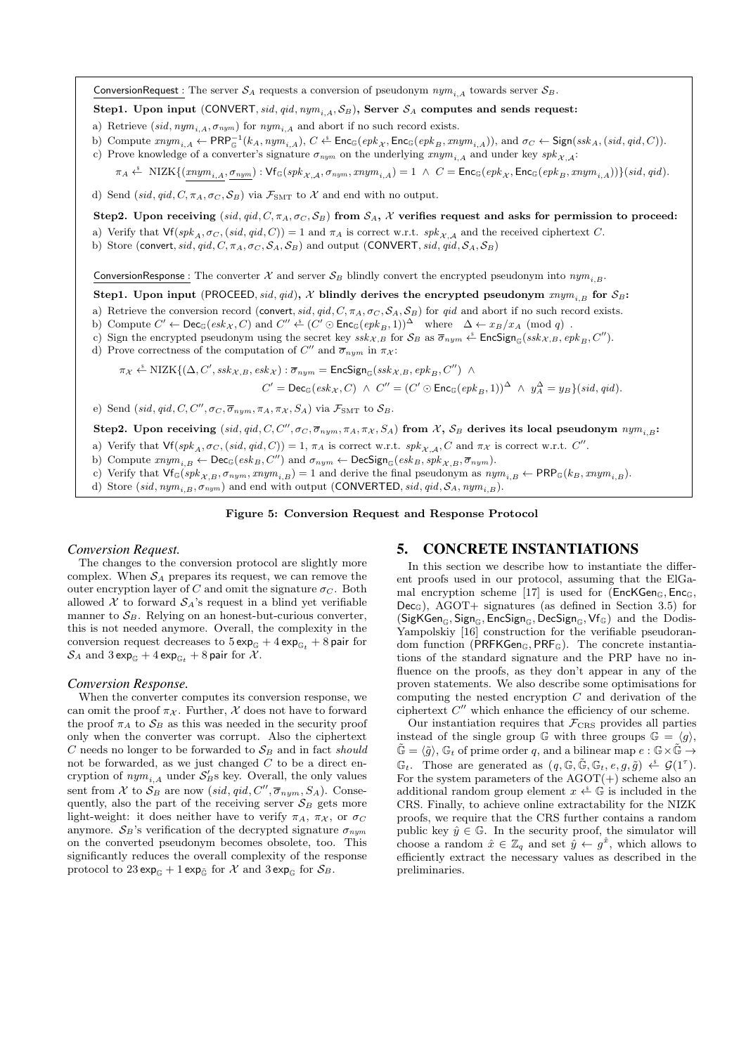ConversionRequest : The server $\mathcal{S}_A$ requests a conversion of pseudonym $nym_{i,A}$ towards server $\mathcal{S}_B$.

**Step1. Upon input (CONVERT, $sid, qid, nym_{i,A}, \mathcal{S}_B$), Server $\mathcal{S}_A$ computes and sends request:**

a) Retrieve $(sid, nym_{i,A}, \sigma_{nym})$ for $nym_{i,A}$ and abort if no such record exists.

b) Compute $xnym_{i,A} \leftarrow \mathsf{PRP}^{-1}_{\mathbb{G}}(k_A, nym_{i,A})$, $C \xleftarrow{\$} \mathsf{Enc}_{\mathbb{G}}(epk_{\mathcal{X}}, \mathsf{Enc}_{\mathbb{G}}(epk_B, xnym_{i,A}))$, and $\sigma_C \leftarrow \mathsf{Sign}(ssk_A, (sid, qid, C))$.

c) Prove knowledge of a converter's signature $\sigma_{nym}$ on the underlying $xnym_{i,A}$ and under key $spk_{\mathcal{X},\mathcal{A}}$:

$$\pi_A \xleftarrow{\$} \text{NIZK}\{(\underline{xnym_{i,A}}, \underline{\sigma_{nym}}) : \mathsf{Vf}_{\mathbb{G}}(spk_{\mathcal{X},\mathcal{A}}, \sigma_{nym}, xnym_{i,A}) = 1 \ \wedge \ C = \mathsf{Enc}_{\mathbb{G}}(epk_{\mathcal{X}}, \mathsf{Enc}_{\mathbb{G}}(epk_B, xnym_{i,A}))\}(sid, qid).$$

d) Send $(sid, qid, C, \pi_A, \sigma_C, \mathcal{S}_B)$ via $\mathcal{F}_{\text{SMT}}$ to $\mathcal{X}$ and end with no output.

**Step2. Upon receiving $(sid, qid, C, \pi_A, \sigma_C, \mathcal{S}_B)$ from $\mathcal{S}_A$, $\mathcal{X}$ verifies request and asks for permission to proceed:**

a) Verify that $\mathsf{Vf}(spk_A, \sigma_C, (sid, qid, C)) = 1$ and $\pi_A$ is correct w.r.t. $spk_{\mathcal{X},\mathcal{A}}$ and the received ciphertext $C$.

b) Store (convert, $sid, qid, C, \pi_A, \sigma_C, \mathcal{S}_A, \mathcal{S}_B$) and output (CONVERT, $sid, qid, \mathcal{S}_A, \mathcal{S}_B$)

ConversionResponse : The converter $\mathcal{X}$ and server $\mathcal{S}_B$ blindly convert the encrypted pseudonym into $nym_{i,B}$.

**Step1. Upon input (PROCEED, $sid, qid$), $\mathcal{X}$ blindly derives the encrypted pseudonym $xnym_{i,B}$ for $\mathcal{S}_B$:**

a) Retrieve the conversion record (convert, $sid, qid, C, \pi_A, \sigma_C, \mathcal{S}_A, \mathcal{S}_B$) for $qid$ and abort if no such record exists.

b) Compute $C' \leftarrow \mathsf{Dec}_{\mathbb{G}}(esk_{\mathcal{X}}, C)$ and $C'' \xleftarrow{\$} (C' \odot \mathsf{Enc}_{\mathbb{G}}(epk_B, 1))^{\Delta}$ where $\Delta \leftarrow x_B/x_A \pmod q$ .

c) Sign the encrypted pseudonym using the secret key $ssk_{\mathcal{X},B}$ for $\mathcal{S}_B$ as $\overline{\sigma}_{nym} \xleftarrow{\$} \mathsf{EncSign}_{\mathbb{G}}(ssk_{\mathcal{X},B}, epk_B, C'')$.

d) Prove correctness of the computation of $C''$ and $\overline{\sigma}_{nym}$ in $\pi_{\mathcal{X}}$:

$$\pi_{\mathcal{X}} \xleftarrow{\$} \text{NIZK}\{(\Delta, C', ssk_{\mathcal{X},B}, esk_{\mathcal{X}}) : \overline{\sigma}_{nym} = \mathsf{EncSign}_{\mathbb{G}}(ssk_{\mathcal{X},B}, epk_B, C'') \ \wedge$$
$$C' = \mathsf{Dec}_{\mathbb{G}}(esk_{\mathcal{X}}, C) \ \wedge \ C'' = (C' \odot \mathsf{Enc}_{\mathbb{G}}(epk_B, 1))^{\Delta} \ \wedge \ y_A^{\Delta} = y_B\}(sid, qid).$$

e) Send $(sid, qid, C, C'', \sigma_C, \overline{\sigma}_{nym}, \pi_A, \pi_{\mathcal{X}}, S_A)$ via $\mathcal{F}_{\text{SMT}}$ to $\mathcal{S}_B$.

**Step2. Upon receiving $(sid, qid, C, C'', \sigma_C, \overline{\sigma}_{nym}, \pi_A, \pi_{\mathcal{X}}, S_A)$ from $\mathcal{X}$, $\mathcal{S}_B$ derives its local pseudonym $nym_{i,B}$:**

a) Verify that $\mathsf{Vf}(spk_A, \sigma_C, (sid, qid, C)) = 1$, $\pi_A$ is correct w.r.t. $spk_{\mathcal{X},\mathcal{A}}, C$ and $\pi_{\mathcal{X}}$ is correct w.r.t. $C''$.

b) Compute $xnym_{i,B} \leftarrow \mathsf{Dec}_{\mathbb{G}}(esk_B, C'')$ and $\sigma_{nym} \leftarrow \mathsf{DecSign}_{\mathbb{G}}(esk_B, spk_{\mathcal{X},B}, \overline{\sigma}_{nym})$.

c) Verify that $\mathsf{Vf}_{\mathbb{G}}(spk_{\mathcal{X},B}, \sigma_{nym}, xnym_{i,B}) = 1$ and derive the final pseudonym as $nym_{i,B} \leftarrow \mathsf{PRP}_{\mathbb{G}}(k_B, xnym_{i,B})$.

d) Store $(sid, nym_{i,B}, \sigma_{nym})$ and end with output (CONVERTED, $sid, qid, \mathcal{S}_A, nym_{i,B}$).

**Figure 5: Conversion Request and Response Protocol**

### *Conversion Request.*

The changes to the conversion protocol are slightly more complex. When $\mathcal{S}_A$ prepares its request, we can remove the outer encryption layer of $C$ and omit the signature $\sigma_C$. Both allowed $\mathcal{X}$ to forward $\mathcal{S}_A$'s request in a blind yet verifiable manner to $\mathcal{S}_B$. Relying on an honest-but-curious converter, this is not needed anymore. Overall, the complexity in the conversion request decreases to $5\,\mathsf{exp}_{\mathbb{G}} + 4\,\mathsf{exp}_{\mathbb{G}_t} + 8\,\mathsf{pair}$ for $\mathcal{S}_A$ and $3\,\mathsf{exp}_{\mathbb{G}} + 4\,\mathsf{exp}_{\mathbb{G}_t} + 8\,\mathsf{pair}$ for $\mathcal{X}$.

### *Conversion Response.*

When the converter computes its conversion response, we can omit the proof $\pi_{\mathcal{X}}$. Further, $\mathcal{X}$ does not have to forward the proof $\pi_A$ to $\mathcal{S}_B$ as this was needed in the security proof only when the converter was corrupt. Also the ciphertext $C$ needs no longer to be forwarded to $\mathcal{S}_B$ and in fact *should* not be forwarded, as we just changed $C$ to be a direct encryption of $nym_{i,A}$ under $\mathcal{S}_B'$s key. Overall, the only values sent from $\mathcal{X}$ to $\mathcal{S}_B$ are now $(sid, qid, C'', \overline{\sigma}_{nym}, S_A)$. Consequently, also the part of the receiving server $\mathcal{S}_B$ gets more light-weight: it does neither have to verify $\pi_A$, $\pi_{\mathcal{X}}$, or $\sigma_C$ anymore. $\mathcal{S}_B$'s verification of the decrypted signature $\sigma_{nym}$ on the converted pseudonym becomes obsolete, too. This significantly reduces the overall complexity of the response protocol to $23\,\mathsf{exp}_{\mathbb{G}} + 1\,\mathsf{exp}_{\tilde{\mathbb{G}}}$ for $\mathcal{X}$ and $3\,\mathsf{exp}_{\mathbb{G}}$ for $\mathcal{S}_B$.

## 5. CONCRETE INSTANTIATIONS

In this section we describe how to instantiate the different proofs used in our protocol, assuming that the ElGamal encryption scheme [17] is used for ($\mathsf{EncKGen}_{\mathbb{G}}, \mathsf{Enc}_{\mathbb{G}}, \mathsf{Dec}_{\mathbb{G}}$), AGOT+ signatures (as defined in Section 3.5) for ($\mathsf{SigKGen}_{\mathbb{G}}, \mathsf{Sign}_{\mathbb{G}}, \mathsf{EncSign}_{\mathbb{G}}, \mathsf{DecSign}_{\mathbb{G}}, \mathsf{Vf}_{\mathbb{G}}$) and the Dodis-Yampolskiy [16] construction for the verifiable pseudorandom function ($\mathsf{PRFKGen}_{\mathbb{G}}, \mathsf{PRF}_{\mathbb{G}}$). The concrete instantiations of the standard signature and the PRP have no influence on the proofs, as they don't appear in any of the proven statements. We also describe some optimisations for computing the nested encryption $C$ and derivation of the ciphertext $C''$ which enhance the efficiency of our scheme.

Our instantiation requires that $\mathcal{F}_{\text{CRS}}$ provides all parties instead of the single group $\mathbb{G}$ with three groups $\mathbb{G} = \langle g \rangle$, $\tilde{\mathbb{G}} = \langle \tilde{g} \rangle$, $\mathbb{G}_t$ of prime order $q$, and a bilinear map $e : \mathbb{G} \times \tilde{\mathbb{G}} \to \mathbb{G}_t$. Those are generated as $(q, \mathbb{G}, \tilde{\mathbb{G}}, \mathbb{G}_t, e, g, \tilde{g}) \xleftarrow{\$} \mathcal{G}(1^{\tau})$. For the system parameters of the AGOT(+) scheme also an additional random group element $x \xleftarrow{\$} \mathbb{G}$ is included in the CRS. Finally, to achieve online extractability for the NIZK proofs, we require that the CRS further contains a random public key $\hat{y} \in \mathbb{G}$. In the security proof, the simulator will choose a random $\hat{x} \in \mathbb{Z}_q$ and set $\hat{y} \leftarrow g^{\hat{x}}$, which allows to efficiently extract the necessary values as described in the preliminaries.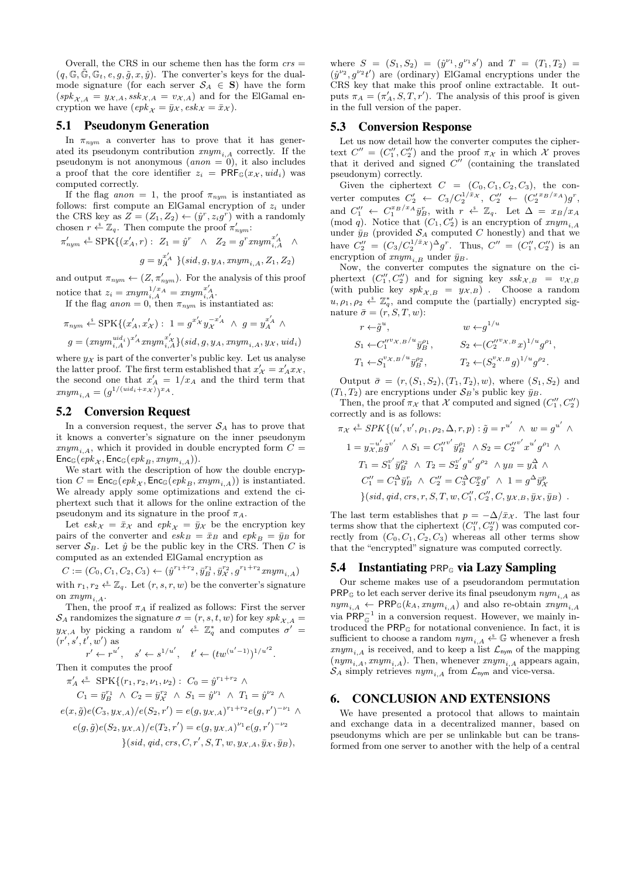Overall, the CRS in our scheme then has the form $crs = (q, \mathbb{G}, \tilde{\mathbb{G}}, \mathbb{G}_t, e, g, \tilde{g}, x, \hat{y})$. The converter's keys for the dual-mode signature (for each server $\mathcal{S}_A \in \mathbf{S}$) have the form $(spk_{\mathcal{X},A} = y_{\mathcal{X},A}, ssk_{\mathcal{X},A} = v_{\mathcal{X},A})$ and for the ElGamal encryption we have $(epk_{\mathcal{X}} = \bar{y}_{\mathcal{X}}, esk_{\mathcal{X}} = \bar{x}_{\mathcal{X}})$.

## 5.1 Pseudonym Generation

In $\pi_{nym}$ a converter has to prove that it has generated its pseudonym contribution $xnym_{i,A}$ correctly. If the pseudonym is not anonymous ($anon = 0$), it also includes a proof that the core identifier $z_i = \mathsf{PRF}_{\mathbb{G}}(x_{\mathcal{X}}, uid_i)$ was computed correctly.

If the flag $anon = 1$, the proof $\pi_{nym}$ is instantiated as follows: first compute an ElGamal encryption of $z_i$ under the CRS key as $Z = (Z_1, Z_2) \leftarrow (\hat{y}^r, z_i g^r)$ with a randomly chosen $r \xleftarrow{\$} \mathbb{Z}_q$. Then compute the proof $\pi'_{nym}$:

$$\pi'_{nym} \xleftarrow{\$} \mathrm{SPK}\{(x'_A, r) :\ Z_1 = \hat{y}^r \ \wedge\ Z_2 = g^r xnym_{i,A}^{x'_A} \ \wedge\ g = y_A^{x'_A}\ \}(sid, g, y_A, xnym_{i,A}, Z_1, Z_2)$$

and output $\pi_{nym} \leftarrow (Z, \pi'_{nym})$. For the analysis of this proof notice that $z_i = xnym_{i,A}^{1/x_A} = xnym_{i,A}^{x'_A}$.

If the flag $anon = 0$, then $\pi_{nym}$ is instantiated as:

$$\pi_{nym} \xleftarrow{\$} \mathrm{SPK}\{(x'_A, x'_{\mathcal{X}}) :\ 1 = g^{x'_{\mathcal{X}}} y_{\mathcal{X}}^{-x'_A} \ \wedge\ g = y_A^{x'_A} \ \wedge\ g = (xnym_{i,A}^{uid_i})^{x'_A} xnym_{i,A}^{x'_{\mathcal{X}}}\}(sid, g, y_A, xnym_{i,A}, y_{\mathcal{X}}, uid_i)$$

where $y_{\mathcal{X}}$ is part of the converter's public key. Let us analyse the latter proof. The first term established that $x'_{\mathcal{X}} = x'_A x_{\mathcal{X}}$, the second one that $x'_A = 1/x_A$ and the third term that $xnym_{i,A} = (g^{1/(uid_i + x_{\mathcal{X}})})^{x_A}$.

## 5.2 Conversion Request

In a conversion request, the server $\mathcal{S}_A$ has to prove that it knows a converter's signature on the inner pseudonym $xnym_{i,A}$, which it provided in double encrypted form $C = \mathsf{Enc}_{\mathbb{G}}(epk_{\mathcal{X}}, \mathsf{Enc}_{\mathbb{G}}(epk_B, xnym_{i,A}))$.

We start with the description of how the double encryption $C = \mathsf{Enc}_{\mathbb{G}}(epk_{\mathcal{X}}, \mathsf{Enc}_{\mathbb{G}}(epk_B, xnym_{i,A}))$ is instantiated. We already apply some optimizations and extend the ciphertext such that it allows for the online extraction of the pseudonym and its signature in the proof $\pi_A$.

Let $esk_{\mathcal{X}} = \bar{x}_{\mathcal{X}}$ and $epk_{\mathcal{X}} = \bar{y}_{\mathcal{X}}$ be the encryption key pairs of the converter and $esk_B = \bar{x}_B$ and $epk_B = \bar{y}_B$ for server $\mathcal{S}_B$. Let $\hat{y}$ be the public key in the CRS. Then $C$ is computed as an extended ElGamal encryption as

$$C := (C_0, C_1, C_2, C_3) \leftarrow (\hat{y}^{r_1+r_2}, \bar{y}_B^{r_1}, \bar{y}_{\mathcal{X}}^{r_2}, g^{r_1+r_2} xnym_{i,A})$$

with $r_1, r_2 \xleftarrow{\$} \mathbb{Z}_q$. Let $(r, s, r, w)$ be the converter's signature on $xnym_{i,A}$.

Then, the proof $\pi_A$ if realized as follows: First the server $\mathcal{S}_A$ randomizes the signature $\sigma = (r, s, t, w)$ for key $spk_{\mathcal{X},A} = y_{\mathcal{X},A}$ by picking a random $u' \xleftarrow{\$} \mathbb{Z}_q^*$ and computes $\sigma' = (r', s', t', w')$ as

$$r' \leftarrow r^{u'}, \quad s' \leftarrow s^{1/u'}, \quad t' \leftarrow (tw^{(u'-1)})^{1/u'^2}.$$

Then it computes the proof

$$\begin{aligned}\pi'_A \xleftarrow{\$}\ & \mathrm{SPK}\{(r_1, r_2, \nu_1, \nu_2) :\ C_0 = \hat{y}^{r_1+r_2}\ \wedge \\ & C_1 = \bar{y}_B^{r_1}\ \wedge\ C_2 = \bar{y}_{\mathcal{X}}^{r_2}\ \wedge\ S_1 = \hat{y}^{\nu_1}\ \wedge\ T_1 = \hat{y}^{\nu_2}\ \wedge \\ & e(x, \tilde{g}) e(C_3, y_{\mathcal{X},A})/e(S_2, r') = e(g, y_{\mathcal{X},A})^{r_1+r_2} e(g, r')^{-\nu_1}\ \wedge \\ & e(g, \tilde{g}) e(S_2, y_{\mathcal{X},A})/e(T_2, r') = e(g, y_{\mathcal{X},A})^{\nu_1} e(g, r')^{-\nu_2} \\ & \}(sid, qid, crs, C, r', S, T, w, y_{\mathcal{X},A}, \bar{y}_{\mathcal{X}}, \bar{y}_B),\end{aligned}$$

where $S = (S_1, S_2) = (\hat{y}^{\nu_1}, g^{\nu_1} s')$ and $T = (T_1, T_2) = (\hat{y}^{\nu_2}, g^{\nu_2} t')$ are (ordinary) ElGamal encryptions under the CRS key that make this proof online extractable. It outputs $\pi_A = (\pi'_A, S, T, r')$. The analysis of this proof is given in the full version of the paper.

## 5.3 Conversion Response

Let us now detail how the converter computes the ciphertext $C'' = (C''_1, C''_2)$ and the proof $\pi_{\mathcal{X}}$ in which $\mathcal{X}$ proves that it derived and signed $C''$ (containing the translated pseudonym) correctly.

Given the ciphertext $C = (C_0, C_1, C_2, C_3)$, the converter computes $C'_2 \leftarrow C_3/C_2^{1/\bar{x}_{\mathcal{X}}}$, $C''_2 \leftarrow (C'_2{}^{x_B/x_A})g^r$, and $C''_1 \leftarrow C_1^{x_B/x_A}\bar{y}_B^r$, with $r \xleftarrow{\$} \mathbb{Z}_q$. Let $\Delta = x_B/x_A \pmod q$. Notice that $(C_1, C'_2)$ is an encryption of $xnym_{i,A}$ under $\bar{y}_B$ (provided $\mathcal{S}_A$ computed $C$ honestly) and that we have $C''_2 = (C_3/C_2^{1/\bar{x}_{\mathcal{X}}})^{\Delta} g^r$. Thus, $C'' = (C''_1, C''_2)$ is an encryption of $xnym_{i,B}$ under $\bar{y}_B$.

Now, the converter computes the signature on the ciphertext $(C''_1, C''_2)$ and for signing key $ssk_{\mathcal{X},B} = v_{\mathcal{X},B}$ (with public key $spk_{\mathcal{X},B} = y_{\mathcal{X},B}$) . Choose a random $u, \rho_1, \rho_2 \xleftarrow{\$} \mathbb{Z}_q^*$, and compute the (partially) encrypted signature $\bar{\sigma} = (r, S, T, w)$:

$$\begin{aligned} r &\leftarrow \tilde{g}^u, & w &\leftarrow g^{1/u} \\ S_1 &\leftarrow C_1''^{v_{\mathcal{X},B}/u} \bar{y}_B^{\rho_1}, & S_2 &\leftarrow (C_2''^{v_{\mathcal{X},B}} x)^{1/u} g^{\rho_1}, \\ T_1 &\leftarrow S_1^{v_{\mathcal{X},B}/u} \bar{y}_B^{\rho_2}, & T_2 &\leftarrow (S_2^{v_{\mathcal{X},B}} g)^{1/u} g^{\rho_2}. \end{aligned}$$

Output $\bar{\sigma} = (r, (S_1, S_2), (T_1, T_2), w)$, where $(S_1, S_2)$ and $(T_1, T_2)$ are encryptions under $\mathcal{S}_B$'s public key $\bar{y}_B$.

Then, the proof $\pi_{\mathcal{X}}$ that $\mathcal{X}$ computed and signed $(C''_1, C''_2)$ correctly and is as follows:

$$\begin{aligned}\pi_{\mathcal{X}} \xleftarrow{\$} SPK\{&(u', v', \rho_1, \rho_2, \Delta, r, p) : \tilde{g} = r^{u'}\ \wedge\ w = g^{u'}\ \wedge \\ & 1 = y_{\mathcal{X},B}^{-u'} \tilde{g}^{v'}\ \wedge\ S_1 = C_1''^{v'} \bar{y}_B^{\rho_1}\ \wedge\ S_2 = C_2''^{v'} x^{u'} g^{\rho_1}\ \wedge \\ & T_1 = S_1^{v'} \bar{y}_B^{\rho_2}\ \wedge\ T_2 = S_2^{v'} g^{u'} g^{\rho_2}\ \wedge\ y_B = y_A^{\Delta}\ \wedge \\ & C''_1 = C_1^{\Delta} \bar{y}_B^r\ \wedge\ C''_2 = C_3^{\Delta} C_2^p g^r\ \wedge\ 1 = g^{\Delta} \bar{y}_{\mathcal{X}}^p \\ & \}(sid, qid, crs, r, S, T, w, C''_1, C''_2, C, y_{\mathcal{X},B}, \bar{y}_{\mathcal{X}}, \bar{y}_B)\ .\end{aligned}$$

The last term establishes that $p = -\Delta/\bar{x}_{\mathcal{X}}$. The last four terms show that the ciphertext $(C''_1, C''_2)$ was computed correctly from $(C_0, C_1, C_2, C_3)$ whereas all other terms show that the "encrypted" signature was computed correctly.

## 5.4 Instantiating $\mathsf{PRP}_{\mathbb{G}}$ via Lazy Sampling

Our scheme makes use of a pseudorandom permutation $\mathsf{PRP}_{\mathbb{G}}$ to let each server derive its final pseudonym $nym_{i,A}$ as $nym_{i,A} \leftarrow \mathsf{PRP}_{\mathbb{G}}(k_A, xnym_{i,A})$ and also re-obtain $xnym_{i,A}$ via $\mathsf{PRP}_{\mathbb{G}}^{-1}$ in a conversion request. However, we mainly introduced the $\mathsf{PRP}_{\mathbb{G}}$ for notational convenience. In fact, it is sufficient to choose a random $nym_{i,A} \xleftarrow{\$} \mathbb{G}$ whenever a fresh $xnym_{i,A}$ is received, and to keep a list $\mathcal{L}_{\mathsf{nym}}$ of the mapping $(nym_{i,A}, xnym_{i,A})$. Then, whenever $xnym_{i,A}$ appears again, $\mathcal{S}_A$ simply retrieves $nym_{i,A}$ from $\mathcal{L}_{\mathsf{nym}}$ and vice-versa.

# 6. CONCLUSION AND EXTENSIONS

We have presented a protocol that allows to maintain and exchange data in a decentralized manner, based on pseudonyms which are per se unlinkable but can be transformed from one server to another with the help of a central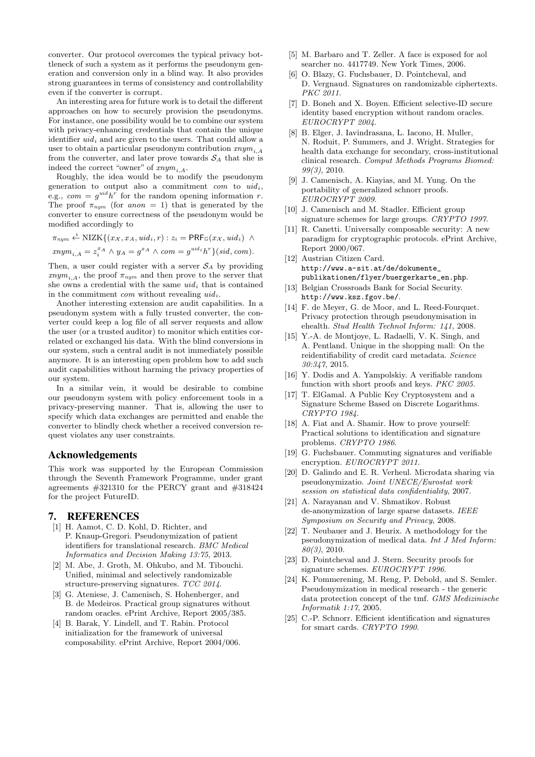converter. Our protocol overcomes the typical privacy bottleneck of such a system as it performs the pseudonym generation and conversion only in a blind way. It also provides strong guarantees in terms of consistency and controllability even if the converter is corrupt.

An interesting area for future work is to detail the different approaches on how to securely provision the pseudonyms. For instance, one possibility would be to combine our system with privacy-enhancing credentials that contain the unique identifier $uid_i$ and are given to the users. That could allow a user to obtain a particular pseudonym contribution $xnym_{i,A}$ from the converter, and later prove towards $\mathcal{S}_A$ that she is indeed the correct "owner" of $xnym_{i,A}$.

Roughly, the idea would be to modify the pseudonym generation to output also a commitment $com$ to $uid_i$, e.g., $com = g^{uid}h^r$ for the random opening information $r$. The proof $\pi_{nym}$ (for $anon = 1$) that is generated by the converter to ensure correctness of the pseudonym would be modified accordingly to

$$\pi_{nym} \xleftarrow{\$} \text{NIZK}\{(x_{\mathcal{X}}, x_A, uid_i, r) : z_i = \mathsf{PRF}_{\mathbb{G}}(x_{\mathcal{X}}, uid_i) \;\wedge$$
$$xnym_{i,A} = z_i^{x_A} \wedge y_A = g^{x_A} \wedge com = g^{uid_i}h^r\}(sid, com).$$

Then, a user could register with a server $\mathcal{S}_A$ by providing $xnym_{i,A}$, the proof $\pi_{nym}$ and then prove to the server that she owns a credential with the same $uid_i$ that is contained in the commitment $com$ without revealing $uid_i$.

Another interesting extension are audit capabilities. In a pseudonym system with a fully trusted converter, the converter could keep a log file of all server requests and allow the user (or a trusted auditor) to monitor which entities correlated or exchanged his data. With the blind conversions in our system, such a central audit is not immediately possible anymore. It is an interesting open problem how to add such audit capabilities without harming the privacy properties of our system.

In a similar vein, it would be desirable to combine our pseudonym system with policy enforcement tools in a privacy-preserving manner. That is, allowing the user to specify which data exchanges are permitted and enable the converter to blindly check whether a received conversion request violates any user constraints.

## Acknowledgements

This work was supported by the European Commission through the Seventh Framework Programme, under grant agreements #321310 for the PERCY grant and #318424 for the project FutureID.

## 7. REFERENCES

[1] H. Aamot, C. D. Kohl, D. Richter, and P. Knaup-Gregori. Pseudonymization of patient identifiers for translational research. *BMC Medical Informatics and Decision Making 13:75*, 2013.

[2] M. Abe, J. Groth, M. Ohkubo, and M. Tibouchi. Unified, minimal and selectively randomizable structure-preserving signatures. *TCC 2014*.

[3] G. Ateniese, J. Camenisch, S. Hohenberger, and B. de Medeiros. Practical group signatures without random oracles. ePrint Archive, Report 2005/385.

[4] B. Barak, Y. Lindell, and T. Rabin. Protocol initialization for the framework of universal composability. ePrint Archive, Report 2004/006.

[5] M. Barbaro and T. Zeller. A face is exposed for aol searcher no. 4417749. New York Times, 2006.

[6] O. Blazy, G. Fuchsbauer, D. Pointcheval, and D. Vergnaud. Signatures on randomizable ciphertexts. *PKC 2011*.

[7] D. Boneh and X. Boyen. Efficient selective-ID secure identity based encryption without random oracles. *EUROCRYPT 2004*.

[8] B. Elger, J. Iavindrasana, L. Iacono, H. Muller, N. Roduit, P. Summers, and J. Wright. Strategies for health data exchange for secondary, cross-institutional clinical research. *Comput Methods Programs Biomed: 99(3)*, 2010.

[9] J. Camenisch, A. Kiayias, and M. Yung. On the portability of generalized schnorr proofs. *EUROCRYPT 2009*.

[10] J. Camenisch and M. Stadler. Efficient group signature schemes for large groups. *CRYPTO 1997*.

[11] R. Canetti. Universally composable security: A new paradigm for cryptographic protocols. ePrint Archive, Report 2000/067.

[12] Austrian Citizen Card. http://www.a-sit.at/de/dokumente_publikationen/flyer/buergerkarte_en.php.

[13] Belgian Crossroads Bank for Social Security. http://www.ksz.fgov.be/.

[14] F. de Meyer, G. de Moor, and L. Reed-Fourquet. Privacy protection through pseudonymisation in ehealth. *Stud Health Technol Inform: 141*, 2008.

[15] Y.-A. de Montjoye, L. Radaelli, V. K. Singh, and A. Pentland. Unique in the shopping mall: On the reidentifiability of credit card metadata. *Science 30:347*, 2015.

[16] Y. Dodis and A. Yampolskiy. A verifiable random function with short proofs and keys. *PKC 2005*.

[17] T. ElGamal. A Public Key Cryptosystem and a Signature Scheme Based on Discrete Logarithms. *CRYPTO 1984*.

[18] A. Fiat and A. Shamir. How to prove yourself: Practical solutions to identification and signature problems. *CRYPTO 1986*.

[19] G. Fuchsbauer. Commuting signatures and verifiable encryption. *EUROCRYPT 2011*.

[20] D. Galindo and E. R. Verheul. Microdata sharing via pseudonymizatio. *Joint UNECE/Eurostat work session on statistical data confidentiality*, 2007.

[21] A. Narayanan and V. Shmatikov. Robust de-anonymization of large sparse datasets. *IEEE Symposium on Security and Privacy*, 2008.

[22] T. Neubauer and J. Heurix. A methodology for the pseudonymization of medical data. *Int J Med Inform: 80(3)*, 2010.

[23] D. Pointcheval and J. Stern. Security proofs for signature schemes. *EUROCRYPT 1996*.

[24] K. Pommerening, M. Reng, P. Debold, and S. Semler. Pseudonymization in medical research - the generic data protection concept of the tmf. *GMS Medizinische Informatik 1:17*, 2005.

[25] C.-P. Schnorr. Efficient identification and signatures for smart cards. *CRYPTO 1990*.